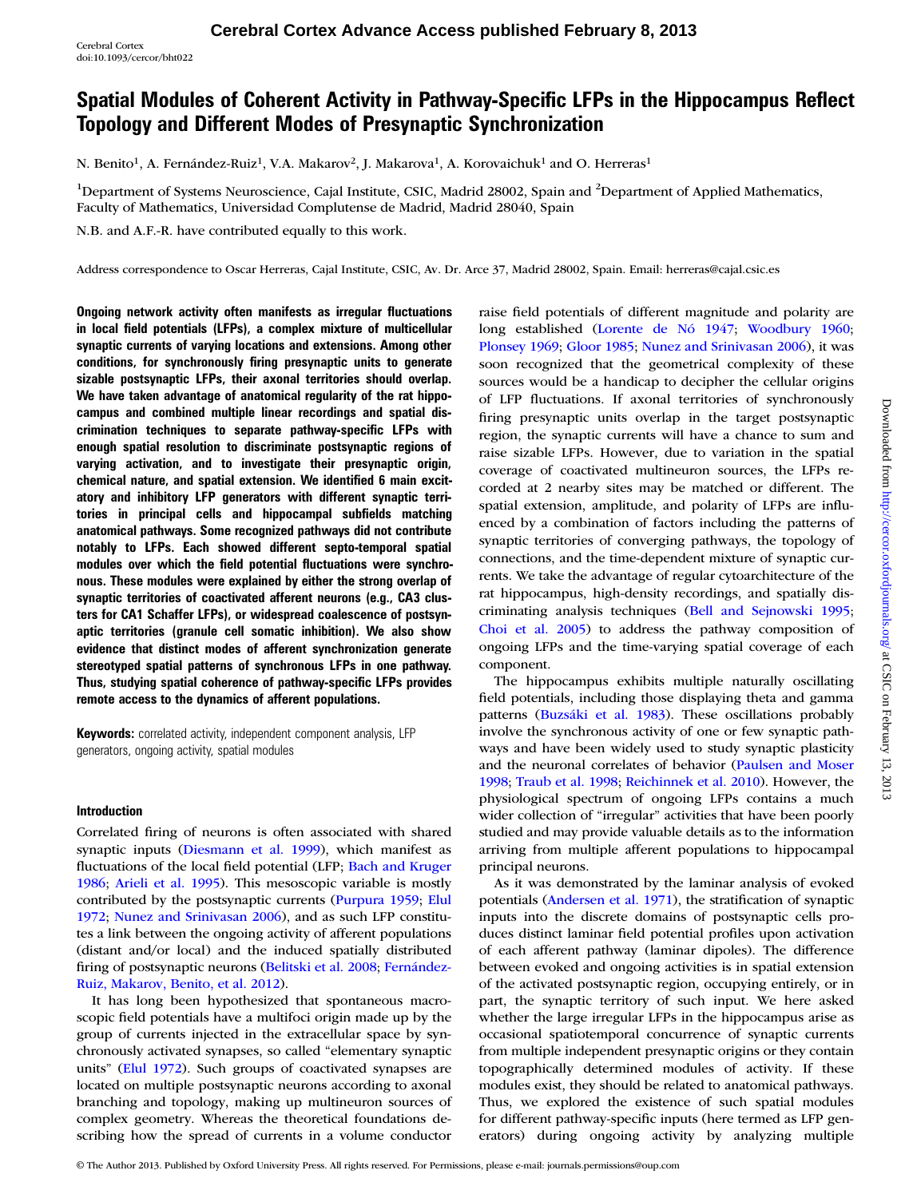# Spatial Modules of Coherent Activity in Pathway-Specific LFPs in the Hippocampus Reflect Topology and Different Modes of Presynaptic Synchronization

N. Benito[1], A. Fernández-Ruiz[1], V.A. Makarov[2], J. Makarova[1], A. Korovaichuk[1] and O. Herreras[1]

[1]Department of Systems Neuroscience, Cajal Institute, CSIC, Madrid 28002, Spain and [2]Department of Applied Mathematics, Faculty of Mathematics, Universidad Complutense de Madrid, Madrid 28040, Spain

N.B. and A.F.-R. have contributed equally to this work.

Address correspondence to Oscar Herreras, Cajal Institute, CSIC, Av. Dr. Arce 37, Madrid 28002, Spain. Email: herreras@cajal.csic.es

**Ongoing network activity often manifests as irregular fluctuations in local field potentials (LFPs), a complex mixture of multicellular synaptic currents of varying locations and extensions. Among other conditions, for synchronously firing presynaptic units to generate sizable postsynaptic LFPs, their axonal territories should overlap. We have taken advantage of anatomical regularity of the rat hippocampus and combined multiple linear recordings and spatial discrimination techniques to separate pathway-specific LFPs with enough spatial resolution to discriminate postsynaptic regions of varying activation, and to investigate their presynaptic origin, chemical nature, and spatial extension. We identified 6 main excitatory and inhibitory LFP generators with different synaptic territories in principal cells and hippocampal subfields matching anatomical pathways. Some recognized pathways did not contribute notably to LFPs. Each showed different septo-temporal spatial modules over which the field potential fluctuations were synchronous. These modules were explained by either the strong overlap of synaptic territories of coactivated afferent neurons (e.g., CA3 clusters for CA1 Schaffer LFPs), or widespread coalescence of postsynaptic territories (granule cell somatic inhibition). We also show evidence that distinct modes of afferent synchronization generate stereotyped spatial patterns of synchronous LFPs in one pathway. Thus, studying spatial coherence of pathway-specific LFPs provides remote access to the dynamics of afferent populations.**

**Keywords:** correlated activity, independent component analysis, LFP generators, ongoing activity, spatial modules

## Introduction

Correlated firing of neurons is often associated with shared synaptic inputs (Diesmann et al. 1999), which manifest as fluctuations of the local field potential (LFP; Bach and Kruger 1986; Arieli et al. 1995). This mesoscopic variable is mostly contributed by the postsynaptic currents (Purpura 1959; Elul 1972; Nunez and Srinivasan 2006), and as such LFP constitutes a link between the ongoing activity of afferent populations (distant and/or local) and the induced spatially distributed firing of postsynaptic neurons (Belitski et al. 2008; Fernández-Ruiz, Makarov, Benito, et al. 2012).

It has long been hypothesized that spontaneous macroscopic field potentials have a multifoci origin made up by the group of currents injected in the extracellular space by synchronously activated synapses, so called "elementary synaptic units" (Elul 1972). Such groups of coactivated synapses are located on multiple postsynaptic neurons according to axonal branching and topology, making up multineuron sources of complex geometry. Whereas the theoretical foundations describing how the spread of currents in a volume conductor raise field potentials of different magnitude and polarity are long established (Lorente de Nó 1947; Woodbury 1960; Plonsey 1969; Gloor 1985; Nunez and Srinivasan 2006), it was soon recognized that the geometrical complexity of these sources would be a handicap to decipher the cellular origins of LFP fluctuations. If axonal territories of synchronously firing presynaptic units overlap in the target postsynaptic region, the synaptic currents will have a chance to sum and raise sizable LFPs. However, due to variation in the spatial coverage of coactivated multineuron sources, the LFPs recorded at 2 nearby sites may be matched or different. The spatial extension, amplitude, and polarity of LFPs are influenced by a combination of factors including the patterns of synaptic territories of converging pathways, the topology of connections, and the time-dependent mixture of synaptic currents. We take the advantage of regular cytoarchitecture of the rat hippocampus, high-density recordings, and spatially discriminating analysis techniques (Bell and Sejnowski 1995; Choi et al. 2005) to address the pathway composition of ongoing LFPs and the time-varying spatial coverage of each component.

The hippocampus exhibits multiple naturally oscillating field potentials, including those displaying theta and gamma patterns (Buzsáki et al. 1983). These oscillations probably involve the synchronous activity of one or few synaptic pathways and have been widely used to study synaptic plasticity and the neuronal correlates of behavior (Paulsen and Moser 1998; Traub et al. 1998; Reichinnek et al. 2010). However, the physiological spectrum of ongoing LFPs contains a much wider collection of "irregular" activities that have been poorly studied and may provide valuable details as to the information arriving from multiple afferent populations to hippocampal principal neurons.

As it was demonstrated by the laminar analysis of evoked potentials (Andersen et al. 1971), the stratification of synaptic inputs into the discrete domains of postsynaptic cells produces distinct laminar field potential profiles upon activation of each afferent pathway (laminar dipoles). The difference between evoked and ongoing activities is in spatial extension of the activated postsynaptic region, occupying entirely, or in part, the synaptic territory of such input. We here asked whether the large irregular LFPs in the hippocampus arise as occasional spatiotemporal concurrence of synaptic currents from multiple independent presynaptic origins or they contain topographically determined modules of activity. If these modules exist, they should be related to anatomical pathways. Thus, we explored the existence of such spatial modules for different pathway-specific inputs (here termed as LFP generators) during ongoing activity by analyzing multiple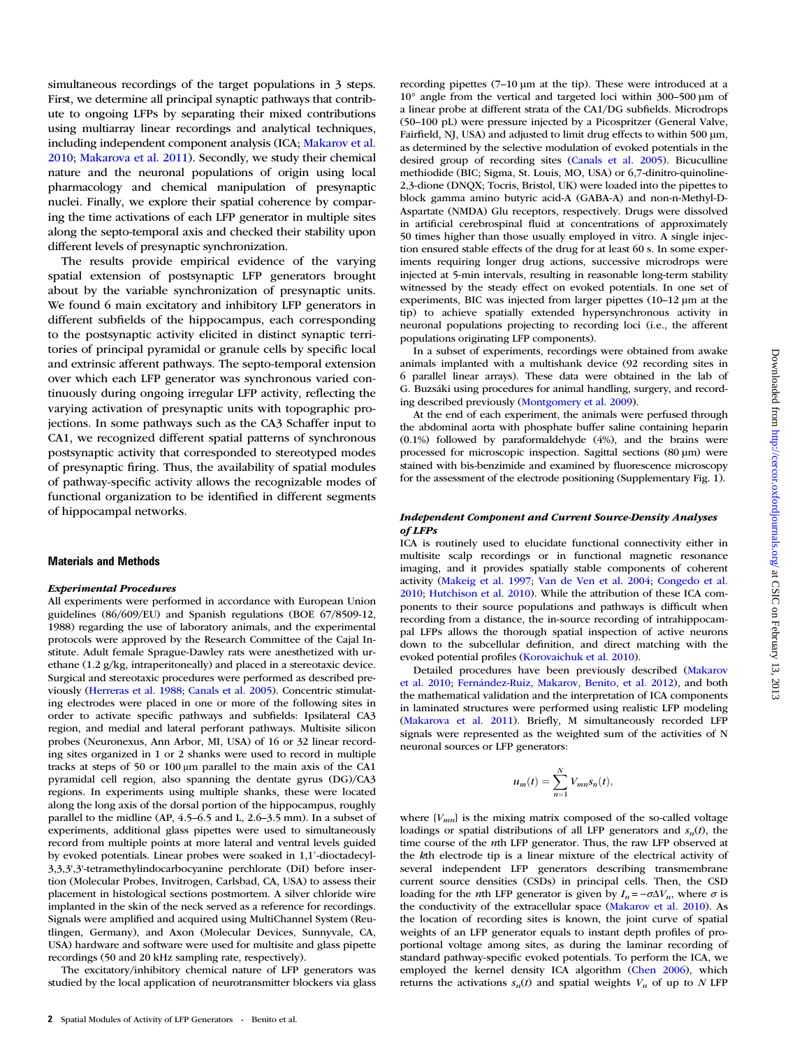simultaneous recordings of the target populations in 3 steps. First, we determine all principal synaptic pathways that contribute to ongoing LFPs by separating their mixed contributions using multiarray linear recordings and analytical techniques, including independent component analysis (ICA; Makarov et al. 2010; Makarova et al. 2011). Secondly, we study their chemical nature and the neuronal populations of origin using local pharmacology and chemical manipulation of presynaptic nuclei. Finally, we explore their spatial coherence by comparing the time activations of each LFP generator in multiple sites along the septo-temporal axis and checked their stability upon different levels of presynaptic synchronization.

The results provide empirical evidence of the varying spatial extension of postsynaptic LFP generators brought about by the variable synchronization of presynaptic units. We found 6 main excitatory and inhibitory LFP generators in different subfields of the hippocampus, each corresponding to the postsynaptic activity elicited in distinct synaptic territories of principal pyramidal or granule cells by specific local and extrinsic afferent pathways. The septo-temporal extension over which each LFP generator was synchronous varied continuously during ongoing irregular LFP activity, reflecting the varying activation of presynaptic units with topographic projections. In some pathways such as the CA3 Schaffer input to CA1, we recognized different spatial patterns of synchronous postsynaptic activity that corresponded to stereotyped modes of presynaptic firing. Thus, the availability of spatial modules of pathway-specific activity allows the recognizable modes of functional organization to be identified in different segments of hippocampal networks.

## Materials and Methods

### *Experimental Procedures*

All experiments were performed in accordance with European Union guidelines (86/609/EU) and Spanish regulations (BOE 67/8509-12, 1988) regarding the use of laboratory animals, and the experimental protocols were approved by the Research Committee of the Cajal Institute. Adult female Sprague-Dawley rats were anesthetized with urethane (1.2 g/kg, intraperitoneally) and placed in a stereotaxic device. Surgical and stereotaxic procedures were performed as described previously (Herreras et al. 1988; Canals et al. 2005). Concentric stimulating electrodes were placed in one or more of the following sites in order to activate specific pathways and subfields: Ipsilateral CA3 region, and medial and lateral perforant pathways. Multisite silicon probes (Neuronexus, Ann Arbor, MI, USA) of 16 or 32 linear recording sites organized in 1 or 2 shanks were used to record in multiple tracks at steps of 50 or 100 μm parallel to the main axis of the CA1 pyramidal cell region, also spanning the dentate gyrus (DG)/CA3 regions. In experiments using multiple shanks, these were located along the long axis of the dorsal portion of the hippocampus, roughly parallel to the midline (AP, 4.5–6.5 and L, 2.6–3.5 mm). In a subset of experiments, additional glass pipettes were used to simultaneously record from multiple points at more lateral and ventral levels guided by evoked potentials. Linear probes were soaked in 1,1′-dioctadecyl-3,3,3′,3′-tetramethylindocarbocyanine perchlorate (DiI) before insertion (Molecular Probes, Invitrogen, Carlsbad, CA, USA) to assess their placement in histological sections postmortem. A silver chloride wire implanted in the skin of the neck served as a reference for recordings. Signals were amplified and acquired using MultiChannel System (Reutlingen, Germany), and Axon (Molecular Devices, Sunnyvale, CA, USA) hardware and software were used for multisite and glass pipette recordings (50 and 20 kHz sampling rate, respectively).

The excitatory/inhibitory chemical nature of LFP generators was studied by the local application of neurotransmitter blockers via glass recording pipettes (7–10 μm at the tip). These were introduced at a 10° angle from the vertical and targeted loci within 300–500 μm of a linear probe at different strata of the CA1/DG subfields. Microdrops (50–100 pL) were pressure injected by a Picospritzer (General Valve, Fairfield, NJ, USA) and adjusted to limit drug effects to within 500 μm, as determined by the selective modulation of evoked potentials in the desired group of recording sites (Canals et al. 2005). Bicuculline methiodide (BIC; Sigma, St. Louis, MO, USA) or 6,7-dinitro-quinoline-2,3-dione (DNQX; Tocris, Bristol, UK) were loaded into the pipettes to block gamma amino butyric acid-A (GABA-A) and non-n-Methyl-D-Aspartate (NMDA) Glu receptors, respectively. Drugs were dissolved in artificial cerebrospinal fluid at concentrations of approximately 50 times higher than those usually employed in vitro. A single injection ensured stable effects of the drug for at least 60 s. In some experiments requiring longer drug actions, successive microdrops were injected at 5-min intervals, resulting in reasonable long-term stability witnessed by the steady effect on evoked potentials. In one set of experiments, BIC was injected from larger pipettes (10–12 μm at the tip) to achieve spatially extended hypersynchronous activity in neuronal populations projecting to recording loci (i.e., the afferent populations originating LFP components).

In a subset of experiments, recordings were obtained from awake animals implanted with a multishank device (92 recording sites in 6 parallel linear arrays). These data were obtained in the lab of G. Buzsáki using procedures for animal handling, surgery, and recording described previously (Montgomery et al. 2009).

At the end of each experiment, the animals were perfused through the abdominal aorta with phosphate buffer saline containing heparin (0.1%) followed by paraformaldehyde (4%), and the brains were processed for microscopic inspection. Sagittal sections (80 μm) were stained with bis-benzimide and examined by fluorescence microscopy for the assessment of the electrode positioning (Supplementary Fig. 1).

### *Independent Component and Current Source-Density Analyses of LFPs*

ICA is routinely used to elucidate functional connectivity either in multisite scalp recordings or in functional magnetic resonance imaging, and it provides spatially stable components of coherent activity (Makeig et al. 1997; Van de Ven et al. 2004; Congedo et al. 2010; Hutchison et al. 2010). While the attribution of these ICA components to their source populations and pathways is difficult when recording from a distance, the in-source recording of intrahippocampal LFPs allows the thorough spatial inspection of active neurons down to the subcellular definition, and direct matching with the evoked potential profiles (Korovaichuk et al. 2010).

Detailed procedures have been previously described (Makarov et al. 2010; Fernández-Ruiz, Makarov, Benito, et al. 2012), and both the mathematical validation and the interpretation of ICA components in laminated structures were performed using realistic LFP modeling (Makarova et al. 2011). Briefly, M simultaneously recorded LFP signals were represented as the weighted sum of the activities of N neuronal sources or LFP generators:

$$u_m(t) = \sum_{n=1}^{N} V_{mn} s_n(t),$$

where $\{V_{mn}\}$ is the mixing matrix composed of the so-called voltage loadings or spatial distributions of all LFP generators and $s_n(t)$, the time course of the $n$th LFP generator. Thus, the raw LFP observed at the $k$th electrode tip is a linear mixture of the electrical activity of several independent LFP generators describing transmembrane current source densities (CSDs) in principal cells. Then, the CSD loading for the $n$th LFP generator is given by $I_n = -\sigma \Delta V_n$, where $\sigma$ is the conductivity of the extracellular space (Makarov et al. 2010). As the location of recording sites is known, the joint curve of spatial weights of an LFP generator equals to instant depth profiles of proportional voltage among sites, as during the laminar recording of standard pathway-specific evoked potentials. To perform the ICA, we employed the kernel density ICA algorithm (Chen 2006), which returns the activations $s_n(t)$ and spatial weights $V_n$ of up to $N$ LFP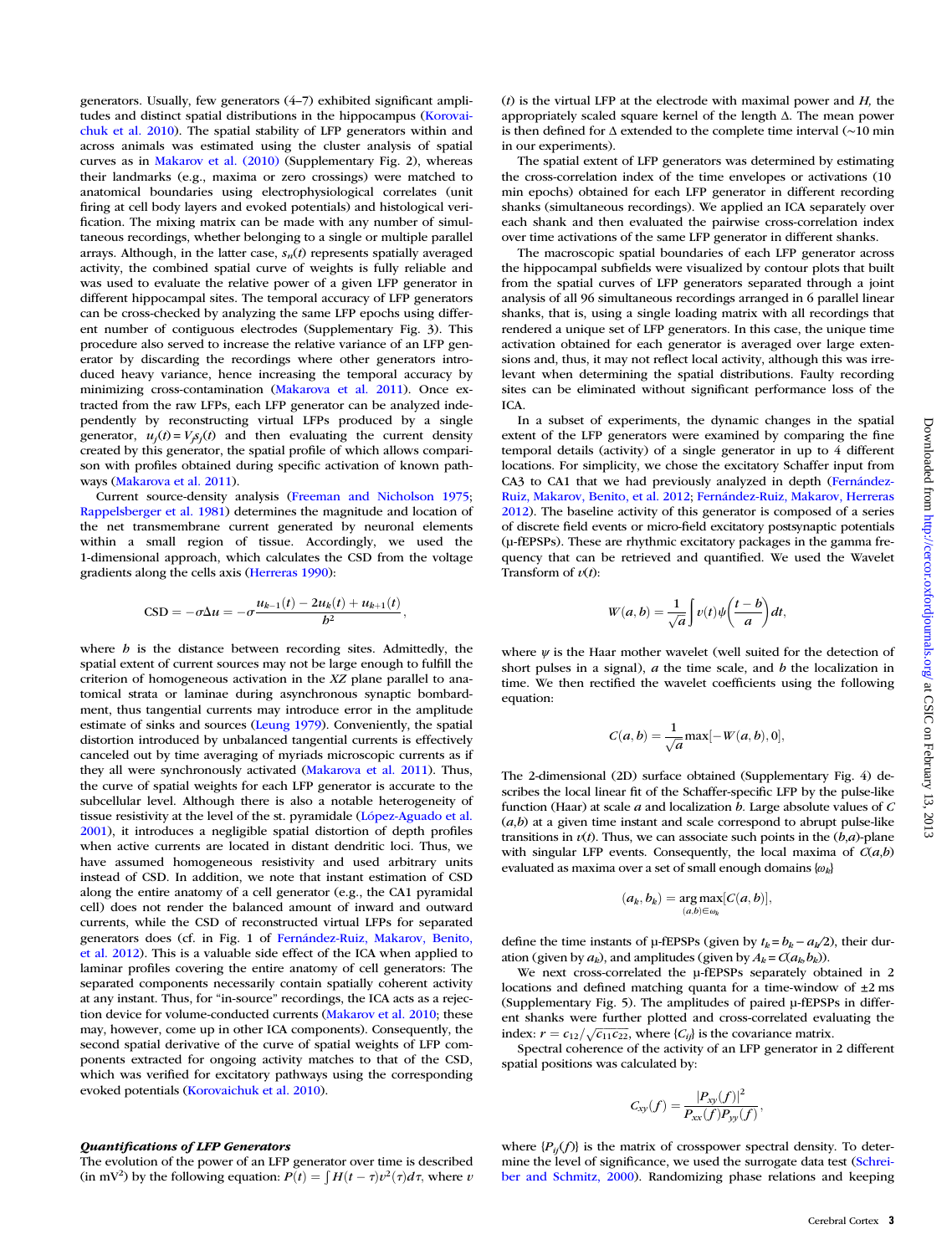generators. Usually, few generators (4–7) exhibited significant amplitudes and distinct spatial distributions in the hippocampus (Korovaichuk et al. 2010). The spatial stability of LFP generators within and across animals was estimated using the cluster analysis of spatial curves as in Makarov et al. (2010) (Supplementary Fig. 2), whereas their landmarks (e.g., maxima or zero crossings) were matched to anatomical boundaries using electrophysiological correlates (unit firing at cell body layers and evoked potentials) and histological verification. The mixing matrix can be made with any number of simultaneous recordings, whether belonging to a single or multiple parallel arrays. Although, in the latter case, $s_n(t)$ represents spatially averaged activity, the combined spatial curve of weights is fully reliable and was used to evaluate the relative power of a given LFP generator in different hippocampal sites. The temporal accuracy of LFP generators can be cross-checked by analyzing the same LFP epochs using different number of contiguous electrodes (Supplementary Fig. 3). This procedure also served to increase the relative variance of an LFP generator by discarding the recordings where other generators introduced heavy variance, hence increasing the temporal accuracy by minimizing cross-contamination (Makarova et al. 2011). Once extracted from the raw LFPs, each LFP generator can be analyzed independently by reconstructing virtual LFPs produced by a single generator, $u_j(t) = V_j s_j(t)$ and then evaluating the current density created by this generator, the spatial profile of which allows comparison with profiles obtained during specific activation of known pathways (Makarova et al. 2011).

Current source-density analysis (Freeman and Nicholson 1975; Rappelsberger et al. 1981) determines the magnitude and location of the net transmembrane current generated by neuronal elements within a small region of tissue. Accordingly, we used the 1-dimensional approach, which calculates the CSD from the voltage gradients along the cells axis (Herreras 1990):

$$\text{CSD} = -\sigma\Delta u = -\sigma\frac{u_{k-1}(t) - 2u_k(t) + u_{k+1}(t)}{h^2},$$

where $h$ is the distance between recording sites. Admittedly, the spatial extent of current sources may not be large enough to fulfill the criterion of homogeneous activation in the $XZ$ plane parallel to anatomical strata or laminae during asynchronous synaptic bombardment, thus tangential currents may introduce error in the amplitude estimate of sinks and sources (Leung 1979). Conveniently, the spatial distortion introduced by unbalanced tangential currents is effectively cancelled out by time averaging of myriads microscopic currents as if they all were synchronously activated (Makarova et al. 2011). Thus, the curve of spatial weights for each LFP generator is accurate to the subcellular level. Although there is also a notable heterogeneity of tissue resistivity at the level of the st. pyramidale (López-Aguado et al. 2001), it introduces a negligible spatial distortion of depth profiles when active currents are located in distant dendritic loci. Thus, we have assumed homogeneous resistivity and used arbitrary units instead of CSD. In addition, we note that instant estimation of CSD along the entire anatomy of a cell generator (e.g., the CA1 pyramidal cell) does not render the balanced amount of inward and outward currents, while the CSD of reconstructed virtual LFPs for separated generators does (cf. in Fig. 1 of Fernández-Ruiz, Makarov, Benito, et al. 2012). This is a valuable side effect of the ICA when applied to laminar profiles covering the entire anatomy of cell generators: The separated components necessarily contain spatially coherent activity at any instant. Thus, for "in-source" recordings, the ICA acts as a rejection device for volume-conducted currents (Makarov et al. 2010; these may, however, come up in other ICA components). Consequently, the second spatial derivative of the curve of spatial weights of LFP components extracted for ongoing activity matches to that of the CSD, which was verified for excitatory pathways using the corresponding evoked potentials (Korovaichuk et al. 2010).

### *Quantifications of LFP Generators*

The evolution of the power of an LFP generator over time is described (in mV$^2$) by the following equation: $P(t) = \int H(t-\tau)v^2(\tau)d\tau$, where $v(t)$ is the virtual LFP at the electrode with maximal power and $H$, the appropriately scaled square kernel of the length $\Delta$. The mean power is then defined for $\Delta$ extended to the complete time interval (~10 min in our experiments).

The spatial extent of LFP generators was determined by estimating the cross-correlation index of the time envelopes or activations (10 min epochs) obtained for each LFP generator in different recording shanks (simultaneous recordings). We applied an ICA separately over each shank and then evaluated the pairwise cross-correlation index over time activations of the same LFP generator in different shanks.

The macroscopic spatial boundaries of each LFP generator across the hippocampal subfields were visualized by contour plots that built from the spatial curves of LFP generators separated through a joint analysis of all 96 simultaneous recordings arranged in 6 parallel linear shanks, that is, using a single loading matrix with all recordings that rendered a unique set of LFP generators. In this case, the unique time activation obtained for each generator is averaged over large extensions and, thus, it may not reflect local activity, although this was irrelevant when determining the spatial distributions. Faulty recording sites can be eliminated without significant performance loss of the ICA.

In a subset of experiments, the dynamic changes in the spatial extent of the LFP generators were examined by comparing the fine temporal details (activity) of a single generator in up to 4 different locations. For simplicity, we chose the excitatory Schaffer input from CA3 to CA1 that we had previously analyzed in depth (Fernández-Ruiz, Makarov, Benito, et al. 2012; Fernández-Ruiz, Makarov, Herreras 2012). The baseline activity of this generator is composed of a series of discrete field events or micro-field excitatory postsynaptic potentials (μ-fEPSPs). These are rhythmic excitatory packages in the gamma frequency that can be retrieved and quantified. We used the Wavelet Transform of $v(t)$:

$$W(a, b) = \frac{1}{\sqrt{a}}\int v(t)\psi\left(\frac{t-b}{a}\right)dt,$$

where $\psi$ is the Haar mother wavelet (well suited for the detection of short pulses in a signal), $a$ the time scale, and $b$ the localization in time. We then rectified the wavelet coefficients using the following equation:

$$C(a, b) = \frac{1}{\sqrt{a}}\max[-W(a, b), 0],$$

The 2-dimensional (2D) surface obtained (Supplementary Fig. 4) describes the local linear fit of the Schaffer-specific LFP by the pulse-like function (Haar) at scale $a$ and localization $b$. Large absolute values of $C(a,b)$ at a given time instant and scale correspond to abrupt pulse-like transitions in $v(t)$. Thus, we can associate such points in the $(b,a)$-plane with singular LFP events. Consequently, the local maxima of $C(a,b)$ evaluated as maxima over a set of small enough domains $\{\omega_k\}$

$$(a_k, b_k) = \underset{(a,b)\in\omega_k}{\arg\max}[C(a, b)],$$

define the time instants of μ-fEPSPs (given by $t_k = b_k - a_k/2$), their duration (given by $a_k$), and amplitudes (given by $A_k = C(a_k, b_k)$).

We next cross-correlated the μ-fEPSPs separately obtained in 2 locations and defined matching quanta for a time-window of ±2 ms (Supplementary Fig. 5). The amplitudes of paired μ-fEPSPs in different shanks were further plotted and cross-correlated evaluating the index: $r = c_{12}/\sqrt{c_{11}c_{22}}$, where $\{C_{ij}\}$ is the covariance matrix.

Spectral coherence of the activity of an LFP generator in 2 different spatial positions was calculated by:

$$C_{xy}(f) = \frac{|P_{xy}(f)|^2}{P_{xx}(f)P_{yy}(f)},$$

where $\{P_{ij}(f)\}$ is the matrix of crosspower spectral density. To determine the level of significance, we used the surrogate data test (Schreiber and Schmitz, 2000). Randomizing phase relations and keeping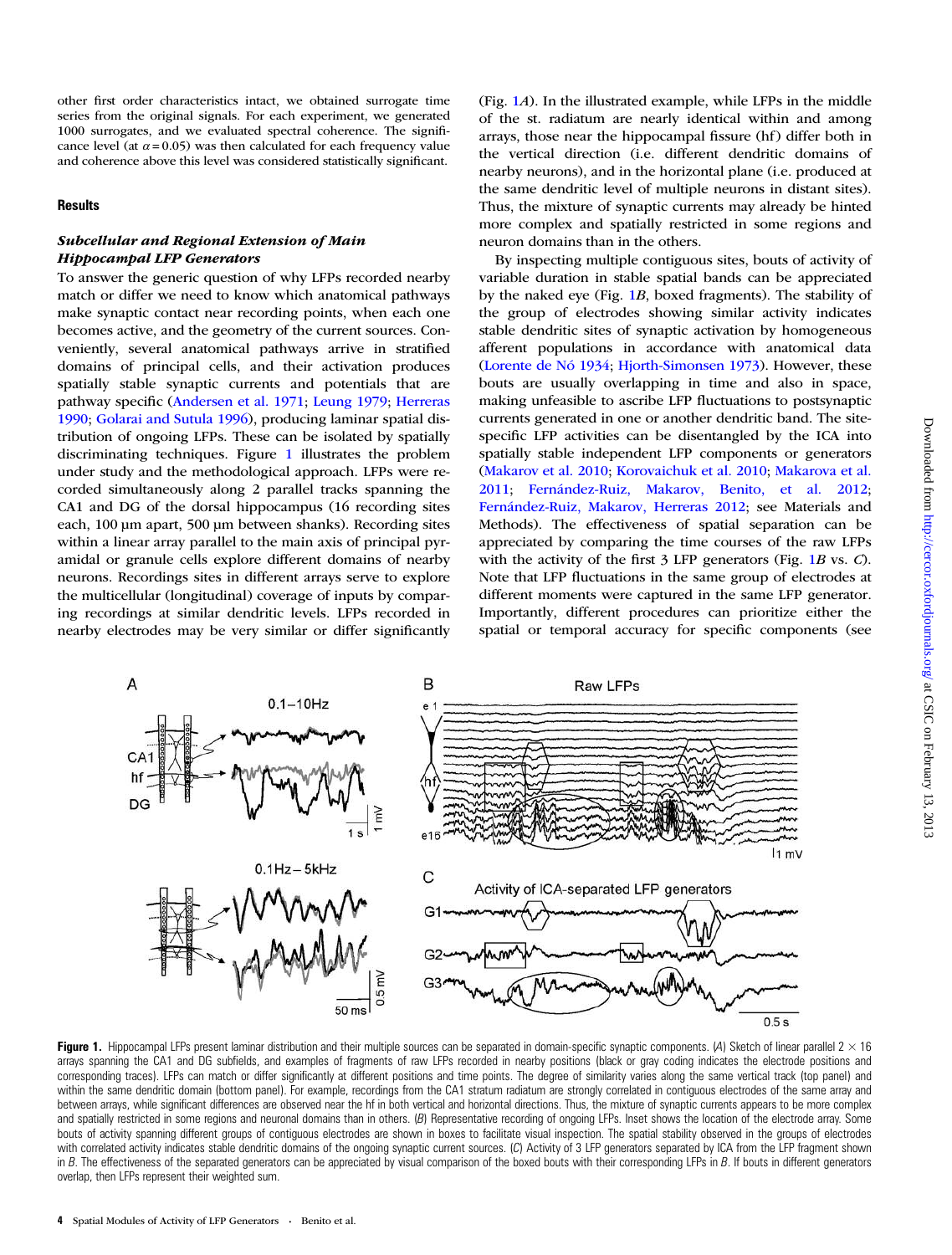other first order characteristics intact, we obtained surrogate time series from the original signals. For each experiment, we generated 1000 surrogates, and we evaluated spectral coherence. The significance level (at $\alpha = 0.05$) was then calculated for each frequency value and coherence above this level was considered statistically significant.

## Results

### *Subcellular and Regional Extension of Main Hippocampal LFP Generators*

To answer the generic question of why LFPs recorded nearby match or differ we need to know which anatomical pathways make synaptic contact near recording points, when each one becomes active, and the geometry of the current sources. Conveniently, several anatomical pathways arrive in stratified domains of principal cells, and their activation produces spatially stable synaptic currents and potentials that are pathway specific (Andersen et al. 1971; Leung 1979; Herreras 1990; Golarai and Sutula 1996), producing laminar spatial distribution of ongoing LFPs. These can be isolated by spatially discriminating techniques. Figure 1 illustrates the problem under study and the methodological approach. LFPs were recorded simultaneously along 2 parallel tracks spanning the CA1 and DG of the dorsal hippocampus (16 recording sites each, 100 µm apart, 500 µm between shanks). Recording sites within a linear array parallel to the main axis of principal pyramidal or granule cells explore different domains of nearby neurons. Recordings sites in different arrays serve to explore the multicellular (longitudinal) coverage of inputs by comparing recordings at similar dendritic levels. LFPs recorded in nearby electrodes may be very similar or differ significantly (Fig. 1*A*). In the illustrated example, while LFPs in the middle of the st. radiatum are nearly identical within and among arrays, those near the hippocampal fissure (hf) differ both in the vertical direction (i.e. different dendritic domains of nearby neurons), and in the horizontal plane (i.e. produced at the same dendritic level of multiple neurons in distant sites). Thus, the mixture of synaptic currents may already be hinted more complex and spatially restricted in some regions and neuron domains than in the others.

By inspecting multiple contiguous sites, bouts of activity of variable duration in stable spatial bands can be appreciated by the naked eye (Fig. 1*B*, boxed fragments). The stability of the group of electrodes showing similar activity indicates stable dendritic sites of synaptic activation by homogeneous afferent populations in accordance with anatomical data (Lorente de Nó 1934; Hjorth-Simonsen 1973). However, these bouts are usually overlapping in time and also in space, making unfeasible to ascribe LFP fluctuations to postsynaptic currents generated in one or another dendritic band. The site-specific LFP activities can be disentangled by the ICA into spatially stable independent LFP components or generators (Makarov et al. 2010; Korovaichuk et al. 2010; Makarova et al. 2011; Fernández-Ruiz, Makarov, Benito, et al. 2012; Fernández-Ruiz, Makarov, Herreras 2012; see Materials and Methods). The effectiveness of spatial separation can be appreciated by comparing the time courses of the raw LFPs with the activity of the first 3 LFP generators (Fig. 1*B* vs. *C*). Note that LFP fluctuations in the same group of electrodes at different moments were captured in the same LFP generator. Importantly, different procedures can prioritize either the spatial or temporal accuracy for specific components (see

**Figure 1.** Hippocampal LFPs present laminar distribution and their multiple sources can be separated in domain-specific synaptic components. (*A*) Sketch of linear parallel 2 × 16 arrays spanning the CA1 and DG subfields, and examples of fragments of raw LFPs recorded in nearby positions (black or gray coding indicates the electrode positions and corresponding traces). LFPs can match or differ significantly at different positions and time points. The degree of similarity varies along the same vertical track (top panel) and within the same dendritic domain (bottom panel). For example, recordings from the CA1 stratum radiatum are strongly correlated in contiguous electrodes of the same array and between arrays, while significant differences are observed near the hf in both vertical and horizontal directions. Thus, the mixture of synaptic currents appears to be more complex and spatially restricted in some regions and neuronal domains than in others. (*B*) Representative recording of ongoing LFPs. Inset shows the location of the electrode array. Some bouts of activity spanning different groups of contiguous electrodes are shown in boxes to facilitate visual inspection. The spatial stability observed in the groups of electrodes with correlated activity indicates stable dendritic domains of the ongoing synaptic current sources. (*C*) Activity of 3 LFP generators separated by ICA from the LFP fragment shown in *B*. The effectiveness of the separated generators can be appreciated by visual comparison of the boxed bouts with their corresponding LFPs in *B*. If bouts in different generators overlap, then LFPs represent their weighted sum.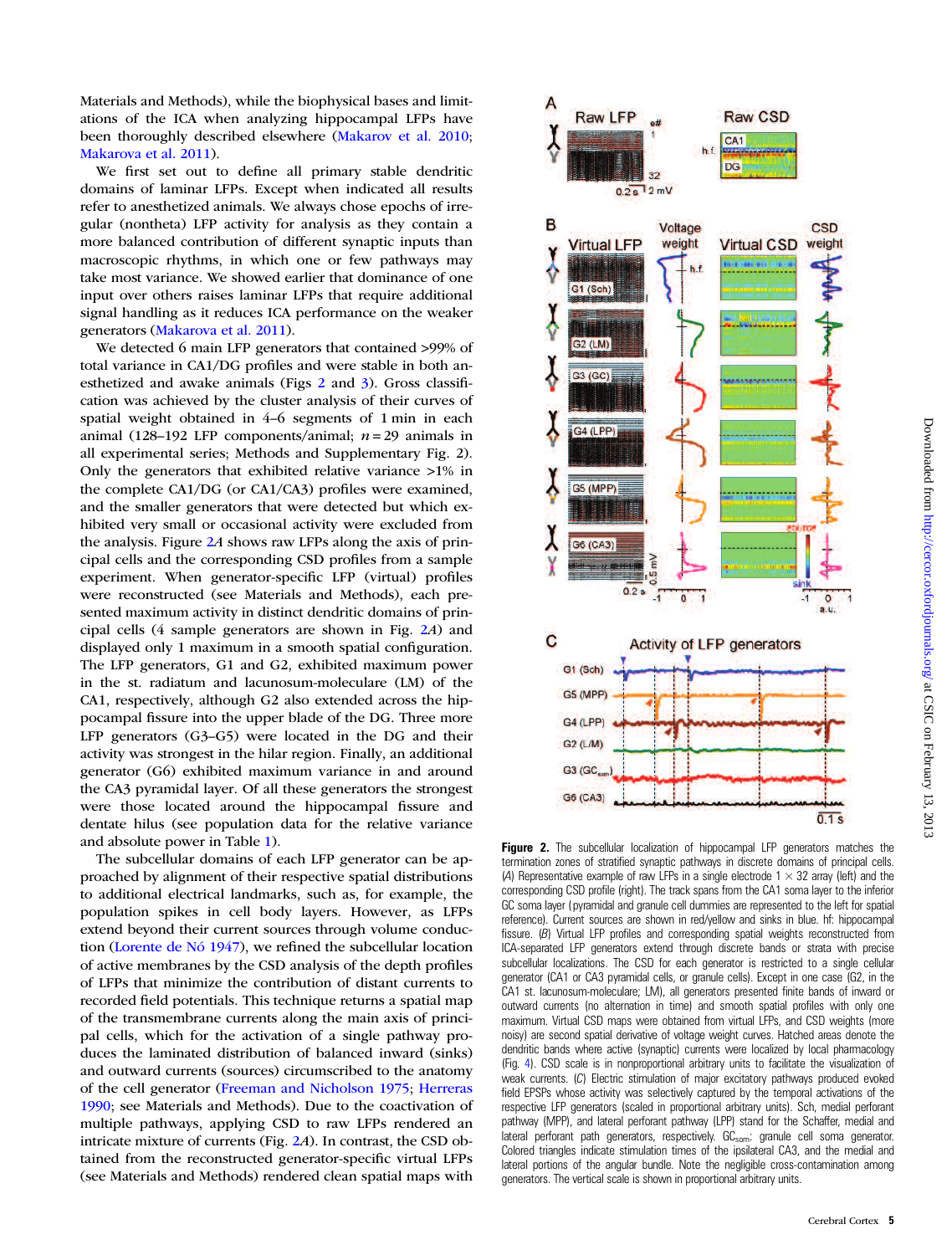Materials and Methods), while the biophysical bases and limitations of the ICA when analyzing hippocampal LFPs have been thoroughly described elsewhere (Makarov et al. 2010; Makarova et al. 2011).

We first set out to define all primary stable dendritic domains of laminar LFPs. Except when indicated all results refer to anesthetized animals. We always chose epochs of irregular (nontheta) LFP activity for analysis as they contain a more balanced contribution of different synaptic inputs than macroscopic rhythms, in which one or few pathways may take most variance. We showed earlier that dominance of one input over others raises laminar LFPs that require additional signal handling as it reduces ICA performance on the weaker generators (Makarova et al. 2011).

We detected 6 main LFP generators that contained >99% of total variance in CA1/DG profiles and were stable in both anesthetized and awake animals (Figs 2 and 3). Gross classification was achieved by the cluster analysis of their curves of spatial weight obtained in 4–6 segments of 1 min in each animal (128–192 LFP components/animal; $n = 29$ animals in all experimental series; Methods and Supplementary Fig. 2). Only the generators that exhibited relative variance >1% in the complete CA1/DG (or CA1/CA3) profiles were examined, and the smaller generators that were detected but which exhibited very small or occasional activity were excluded from the analysis. Figure 2*A* shows raw LFPs along the axis of principal cells and the corresponding CSD profiles from a sample experiment. When generator-specific LFP (virtual) profiles were reconstructed (see Materials and Methods), each presented maximum activity in distinct dendritic domains of principal cells (4 sample generators are shown in Fig. 2*A*) and displayed only 1 maximum in a smooth spatial configuration. The LFP generators, G1 and G2, exhibited maximum power in the st. radiatum and lacunosum-moleculare (LM) of the CA1, respectively, although G2 also extended across the hippocampal fissure into the upper blade of the DG. Three more LFP generators (G3–G5) were located in the DG and their activity was strongest in the hilar region. Finally, an additional generator (G6) exhibited maximum variance in and around the CA3 pyramidal layer. Of all these generators the strongest were those located around the hippocampal fissure and dentate hilus (see population data for the relative variance and absolute power in Table 1).

The subcellular domains of each LFP generator can be approached by alignment of their respective spatial distributions to additional electrical landmarks, such as, for example, the population spikes in cell body layers. However, as LFPs extend beyond their current sources through volume conduction (Lorente de Nó 1947), we refined the subcellular location of active membranes by the CSD analysis of the depth profiles of LFPs that minimize the contribution of distant currents to recorded field potentials. This technique returns a spatial map of the transmembrane currents along the main axis of principal cells, which for the activation of a single pathway produces the laminated distribution of balanced inward (sinks) and outward currents (sources) circumscribed to the anatomy of the cell generator (Freeman and Nicholson 1975; Herreras 1990; see Materials and Methods). Due to the coactivation of multiple pathways, applying CSD to raw LFPs rendered an intricate mixture of currents (Fig. 2*A*). In contrast, the CSD obtained from the reconstructed generator-specific virtual LFPs (see Materials and Methods) rendered clean spatial maps with

**Figure 2.** The subcellular localization of hippocampal LFP generators matches the termination zones of stratified synaptic pathways in discrete domains of principal cells. (*A*) Representative example of raw LFPs in a single electrode 1 × 32 array (left) and the corresponding CSD profile (right). The track spans from the CA1 soma layer to the inferior GC soma layer (pyramidal and granule cell dummies are represented to the left for spatial reference). Current sources are shown in red/yellow and sinks in blue. hf: hippocampal fissure. (*B*) Virtual LFP profiles and corresponding spatial weights reconstructed from ICA-separated LFP generators extend through discrete bands or strata with precise subcellular localizations. The CSD for each generator is restricted to a single cellular generator (CA1 or CA3 pyramidal cells, or granule cells). Except in one case (G2, in the CA1 st. lacunosum-moleculare; LM), all generators presented finite bands of inward or outward currents (no alternation in time) and smooth spatial profiles with only one maximum. Virtual CSD maps were obtained from virtual LFPs, and CSD weights (more noisy) are second spatial derivative of voltage weight curves. Hatched areas denote the dendritic bands where active (synaptic) currents were localized by local pharmacology (Fig. 4). CSD scale is in nonproportional arbitrary units to facilitate the visualization of weak currents. (*C*) Electric stimulation of major excitatory pathways produced evoked field EPSPs whose activity was selectively captured by the temporal activations of the respective LFP generators (scaled in proportional arbitrary units). Sch, medial perforant pathway (MPP), and lateral perforant pathway (LPP) stand for the Schaffer, medial and lateral perforant path generators, respectively. $GC_{som}$: granule cell soma generator. Colored triangles indicate stimulation times of the ipsilateral CA3, and the medial and lateral portions of the angular bundle. Note the negligible cross-contamination among generators. The vertical scale is shown in proportional arbitrary units.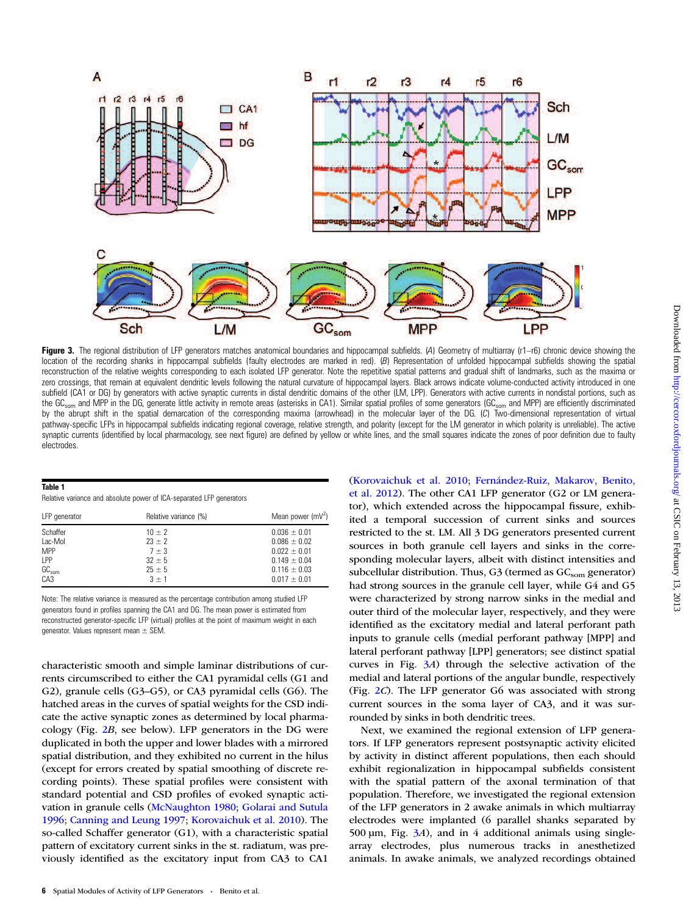**Figure 3.** The regional distribution of LFP generators matches anatomical boundaries and hippocampal subfields. (*A*) Geometry of multiarray (r1–r6) chronic device showing the location of the recording shanks in hippocampal subfields (faulty electrodes are marked in red). (*B*) Representation of unfolded hippocampal subfields showing the spatial reconstruction of the relative weights corresponding to each isolated LFP generator. Note the repetitive spatial patterns and gradual shift of landmarks, such as the maxima or zero crossings, that remain at equivalent dendritic levels following the natural curvature of hippocampal layers. Black arrows indicate volume-conducted activity introduced in one subfield (CA1 or DG) by generators with active synaptic currents in distal dendritic domains of the other (LM, LPP). Generators with active currents in nondistal portions, such as the $GC_{som}$ and MPP in the DG, generate little activity in remote areas (asterisks in CA1). Similar spatial profiles of some generators ($GC_{som}$ and MPP) are efficiently discriminated by the abrupt shift in the spatial demarcation of the corresponding maxima (arrowhead) in the molecular layer of the DG. (*C*) Two-dimensional representation of virtual pathway-specific LFPs in hippocampal subfields indicating regional coverage, relative strength, and polarity (except for the LM generator in which polarity is unreliable). The active synaptic currents (identified by local pharmacology, see next figure) are defined by yellow or white lines, and the small squares indicate the zones of poor definition due to faulty electrodes.

**Table 1**

Relative variance and absolute power of ICA-separated LFP generators

| LFP generator | Relative variance (%) | Mean power (mV$^2$) |
|---|---|---|
| Schaffer | 10 ± 2 | 0.036 ± 0.01 |
| Lac-Mol | 23 ± 2 | 0.086 ± 0.02 |
| MPP | 7 ± 3 | 0.022 ± 0.01 |
| LPP | 32 ± 5 | 0.149 ± 0.04 |
| $GC_{som}$ | 25 ± 5 | 0.116 ± 0.03 |
| CA3 | 3 ± 1 | 0.017 ± 0.01 |

Note: The relative variance is measured as the percentage contribution among studied LFP generators found in profiles spanning the CA1 and DG. The mean power is estimated from reconstructed generator-specific LFP (virtual) profiles at the point of maximum weight in each generator. Values represent mean ± SEM.

characteristic smooth and simple laminar distributions of currents circumscribed to either the CA1 pyramidal cells (G1 and G2), granule cells (G3–G5), or CA3 pyramidal cells (G6). The hatched areas in the curves of spatial weights for the CSD indicate the active synaptic zones as determined by local pharmacology (Fig. 2*B*, see below). LFP generators in the DG were duplicated in both the upper and lower blades with a mirrored spatial distribution, and they exhibited no current in the hilus (except for errors created by spatial smoothing of discrete recording points). These spatial profiles were consistent with standard potential and CSD profiles of evoked synaptic activation in granule cells (McNaughton 1980; Golarai and Sutula 1996; Canning and Leung 1997; Korovaichuk et al. 2010). The so-called Schaffer generator (G1), with a characteristic spatial pattern of excitatory current sinks in the st. radiatum, was previously identified as the excitatory input from CA3 to CA1 (Korovaichuk et al. 2010; Fernández-Ruiz, Makarov, Benito, et al. 2012). The other CA1 LFP generator (G2 or LM generator), which extended across the hippocampal fissure, exhibited a temporal succession of current sinks and sources restricted to the st. LM. All 3 DG generators presented current sources in both granule cell layers and sinks in the corresponding molecular layers, albeit with distinct intensities and subcellular distribution. Thus, G3 (termed as $GC_{som}$ generator) had strong sources in the granule cell layer, while G4 and G5 were characterized by strong narrow sinks in the medial and outer third of the molecular layer, respectively, and they were identified as the excitatory medial and lateral perforant path inputs to granule cells (medial perforant pathway [MPP] and lateral perforant pathway [LPP] generators; see distinct spatial curves in Fig. 3*A*) through the selective activation of the medial and lateral portions of the angular bundle, respectively (Fig. 2*C*). The LFP generator G6 was associated with strong current sources in the soma layer of CA3, and it was surrounded by sinks in both dendritic trees.

Next, we examined the regional extension of LFP generators. If LFP generators represent postsynaptic activity elicited by activity in distinct afferent populations, then each should exhibit regionalization in hippocampal subfields consistent with the spatial pattern of the axonal termination of that population. Therefore, we investigated the regional extension of the LFP generators in 2 awake animals in which multiarray electrodes were implanted (6 parallel shanks separated by 500 µm, Fig. 3*A*), and in 4 additional animals using single-array electrodes, plus numerous tracks in anesthetized animals. In awake animals, we analyzed recordings obtained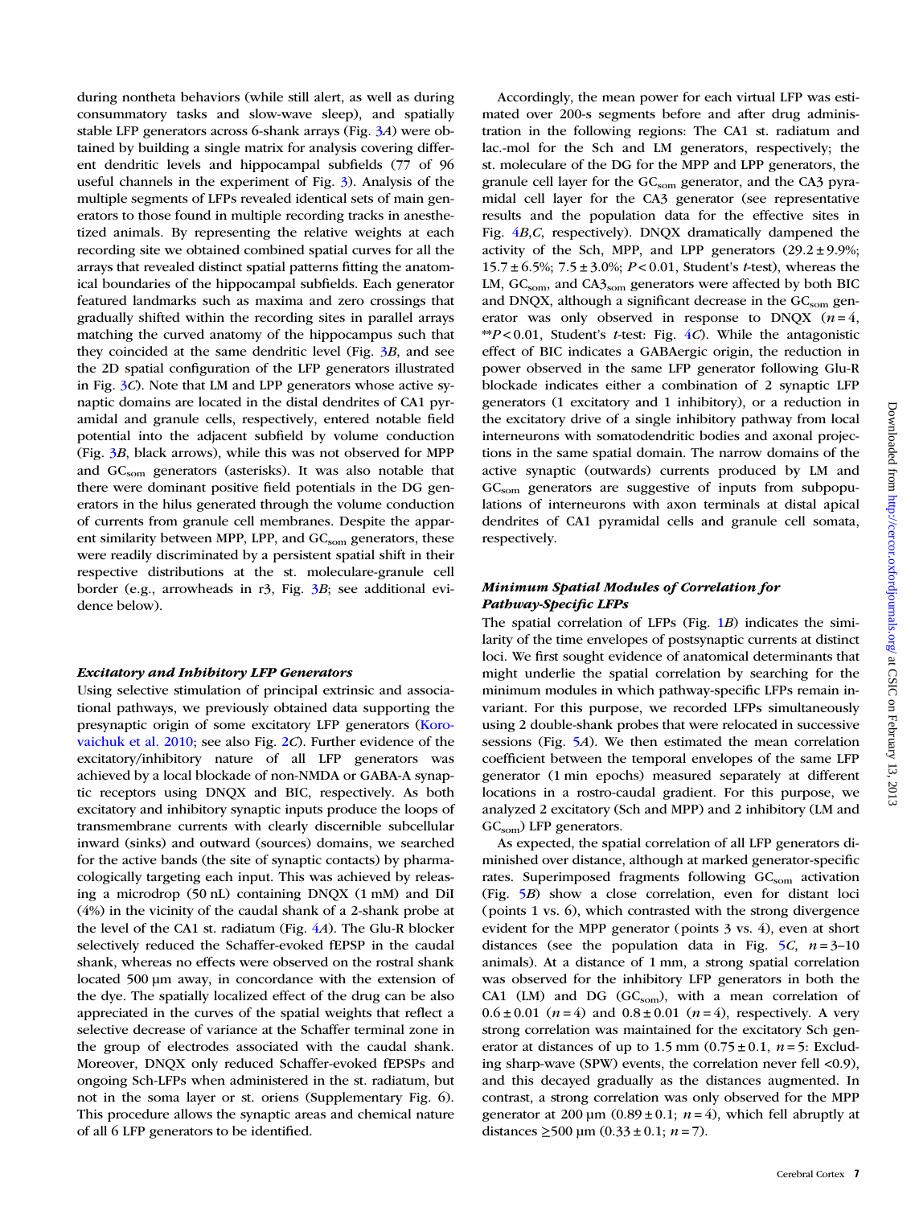during nontheta behaviors (while still alert, as well as during consummatory tasks and slow-wave sleep), and spatially stable LFP generators across 6-shank arrays (Fig. 3A) were obtained by building a single matrix for analysis covering different dendritic levels and hippocampal subfields (77 of 96 useful channels in the experiment of Fig. 3). Analysis of the multiple segments of LFPs revealed identical sets of main generators to those found in multiple recording tracks in anesthetized animals. By representing the relative weights at each recording site we obtained combined spatial curves for all the arrays that revealed distinct spatial patterns fitting the anatomical boundaries of the hippocampal subfields. Each generator featured landmarks such as maxima and zero crossings that gradually shifted within the recording sites in parallel arrays matching the curved anatomy of the hippocampus such that they coincided at the same dendritic level (Fig. 3B, and see the 2D spatial configuration of the LFP generators illustrated in Fig. 3C). Note that LM and LPP generators whose active synaptic domains are located in the distal dendrites of CA1 pyramidal and granule cells, respectively, entered notable field potential into the adjacent subfield by volume conduction (Fig. 3B, black arrows), while this was not observed for MPP and $GC_{som}$ generators (asterisks). It was also notable that there were dominant positive field potentials in the DG generators in the hilus generated through the volume conduction of currents from granule cell membranes. Despite the apparent similarity between MPP, LPP, and $GC_{som}$ generators, these were readily discriminated by a persistent spatial shift in their respective distributions at the st. moleculare-granule cell border (e.g., arrowheads in r3, Fig. 3B; see additional evidence below).

### *Excitatory and Inhibitory LFP Generators*

Using selective stimulation of principal extrinsic and associational pathways, we previously obtained data supporting the presynaptic origin of some excitatory LFP generators (Korovaichuk et al. 2010; see also Fig. 2C). Further evidence of the excitatory/inhibitory nature of all LFP generators was achieved by a local blockade of non-NMDA or GABA-A synaptic receptors using DNQX and BIC, respectively. As both excitatory and inhibitory synaptic inputs produce the loops of transmembrane currents with clearly discernible subcellular inward (sinks) and outward (sources) domains, we searched for the active bands (the site of synaptic contacts) by pharmacologically targeting each input. This was achieved by releasing a microdrop (50 nL) containing DNQX (1 mM) and DiI (4%) in the vicinity of the caudal shank of a 2-shank probe at the level of the CA1 st. radiatum (Fig. 4A). The Glu-R blocker selectively reduced the Schaffer-evoked fEPSP in the caudal shank, whereas no effects were observed on the rostral shank located 500 µm away, in concordance with the extension of the dye. The spatially localized effect of the drug can be also appreciated in the curves of the spatial weights that reflect a selective decrease of variance at the Schaffer terminal zone in the group of electrodes associated with the caudal shank. Moreover, DNQX only reduced Schaffer-evoked fEPSPs and ongoing Sch-LFPs when administered in the st. radiatum, but not in the soma layer or st. oriens (Supplementary Fig. 6). This procedure allows the synaptic areas and chemical nature of all 6 LFP generators to be identified.

Accordingly, the mean power for each virtual LFP was estimated over 200-s segments before and after drug administration in the following regions: The CA1 st. radiatum and lac.-mol for the Sch and LM generators, respectively; the st. moleculare of the DG for the MPP and LPP generators, the granule cell layer for the $GC_{som}$ generator, and the CA3 pyramidal cell layer for the CA3 generator (see representative results and the population data for the effective sites in Fig. 4B,C, respectively). DNQX dramatically dampened the activity of the Sch, MPP, and LPP generators (29.2 ± 9.9%; 15.7 ± 6.5%; 7.5 ± 3.0%; $P < 0.01$, Student's *t*-test), whereas the LM, $GC_{som}$, and $CA3_{som}$ generators were affected by both BIC and DNQX, although a significant decrease in the $GC_{som}$ generator was only observed in response to DNQX ($n = 4$, $^{**}P < 0.01$, Student's *t*-test: Fig. 4C). While the antagonistic effect of BIC indicates a GABAergic origin, the reduction in power observed in the same LFP generator following Glu-R blockade indicates either a combination of 2 synaptic LFP generators (1 excitatory and 1 inhibitory), or a reduction in the excitatory drive of a single inhibitory pathway from local interneurons with somatodendritic bodies and axonal projections in the same spatial domain. The narrow domains of the active synaptic (outwards) currents produced by LM and $GC_{som}$ generators are suggestive of inputs from subpopulations of interneurons with axon terminals at distal apical dendrites of CA1 pyramidal cells and granule cell somata, respectively.

### *Minimum Spatial Modules of Correlation for Pathway-Specific LFPs*

The spatial correlation of LFPs (Fig. 1B) indicates the similarity of the time envelopes of postsynaptic currents at distinct loci. We first sought evidence of anatomical determinants that might underlie the spatial correlation by searching for the minimum modules in which pathway-specific LFPs remain invariant. For this purpose, we recorded LFPs simultaneously using 2 double-shank probes that were relocated in successive sessions (Fig. 5A). We then estimated the mean correlation coefficient between the temporal envelopes of the same LFP generator (1 min epochs) measured separately at different locations in a rostro-caudal gradient. For this purpose, we analyzed 2 excitatory (Sch and MPP) and 2 inhibitory (LM and $GC_{som}$) LFP generators.

As expected, the spatial correlation of all LFP generators diminished over distance, although at marked generator-specific rates. Superimposed fragments following $GC_{som}$ activation (Fig. 5B) show a close correlation, even for distant loci (points 1 vs. 6), which contrasted with the strong divergence evident for the MPP generator (points 3 vs. 4), even at short distances (see the population data in Fig. 5C, $n = 3$–10 animals). At a distance of 1 mm, a strong spatial correlation was observed for the inhibitory LFP generators in both the CA1 (LM) and DG ($GC_{som}$), with a mean correlation of 0.6 ± 0.01 ($n = 4$) and 0.8 ± 0.01 ($n = 4$), respectively. A very strong correlation was maintained for the excitatory Sch generator at distances of up to 1.5 mm (0.75 ± 0.1, $n = 5$: Excluding sharp-wave (SPW) events, the correlation never fell <0.9), and this decayed gradually as the distances augmented. In contrast, a strong correlation was only observed for the MPP generator at 200 µm (0.89 ± 0.1; $n = 4$), which fell abruptly at distances ≥500 µm (0.33 ± 0.1; $n = 7$).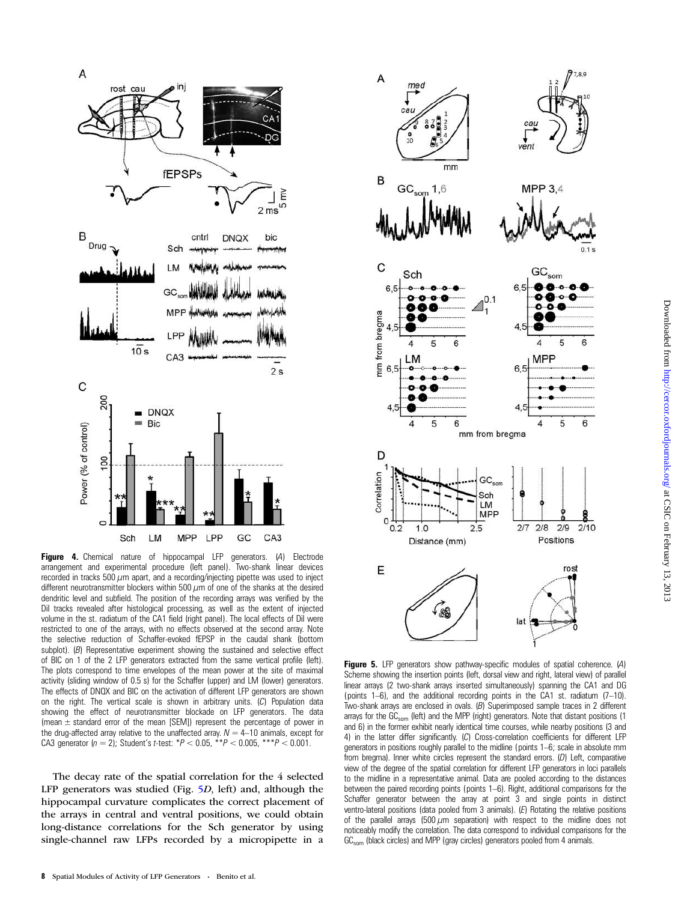**Figure 4.** Chemical nature of hippocampal LFP generators. (*A*) Electrode arrangement and experimental procedure (left panel). Two-shank linear devices recorded in tracks 500 μm apart, and a recording/injecting pipette was used to inject different neurotransmitter blockers within 500 μm of one of the shanks at the desired dendritic level and subfield. The position of the recording arrays was verified by the DiI tracks revealed after histological processing, as well as the extent of injected volume in the st. radiatum of the CA1 field (right panel). The local effects of DiI were restricted to one of the arrays, with no effects observed at the second array. Note the selective reduction of Schaffer-evoked fEPSP in the caudal shank (bottom subplot). (*B*) Representative experiment showing the sustained and selective effect of BIC on 1 of the 2 LFP generators extracted from the same vertical profile (left). The plots correspond to time envelopes of the mean power at the site of maximal activity (sliding window of 0.5 s) for the Schaffer (upper) and LM (lower) generators. The effects of DNQX and BIC on the activation of different LFP generators are shown on the right. The vertical scale is shown in arbitrary units. (*C*) Population data showing the effect of neurotransmitter blockade on LFP generators. The data (mean ± standard error of the mean [SEM]) represent the percentage of power in the drug-affected array relative to the unaffected array. $N = 4$–10 animals, except for CA3 generator ($n = 2$); Student's *t*-test: \*$P < 0.05$, \*\*$P < 0.005$, \*\*\*$P < 0.001$.

**Figure 5.** LFP generators show pathway-specific modules of spatial coherence. (*A*) Scheme showing the insertion points (left, dorsal view and right, lateral view) of parallel linear arrays (2 two-shank arrays inserted simultaneously) spanning the CA1 and DG (points 1–6), and the additional recording points in the CA1 st. radiatum (7–10). Two-shank arrays are enclosed in ovals. (*B*) Superimposed sample traces in 2 different arrays for the $GC_{som}$ (left) and the MPP (right) generators. Note that distant positions (1 and 6) in the former exhibit nearly identical time courses, while nearby positions (3 and 4) in the latter differ significantly. (*C*) Cross-correlation coefficients for different LFP generators in positions roughly parallel to the midline (points 1–6; scale in absolute mm from bregma). Inner white circles represent the standard errors. (*D*) Left, comparative view of the degree of the spatial correlation for different LFP generators in loci parallels to the midline in a representative animal. Data are pooled according to the distances between the paired recording points (points 1–6). Right, additional comparisons for the Schaffer generator between the array at point 3 and single points in distinct ventro-lateral positions (data pooled from 3 animals). (*E*) Rotating the relative positions of the parallel arrays (500 μm separation) with respect to the midline does not noticeably modify the correlation. The data correspond to individual comparisons for the $GC_{som}$ (black circles) and MPP (gray circles) generators pooled from 4 animals.

The decay rate of the spatial correlation for the 4 selected LFP generators was studied (Fig. 5*D*, left) and, although the hippocampal curvature complicates the correct placement of the arrays in central and ventral positions, we could obtain long-distance correlations for the Sch generator by using single-channel raw LFPs recorded by a micropipette in a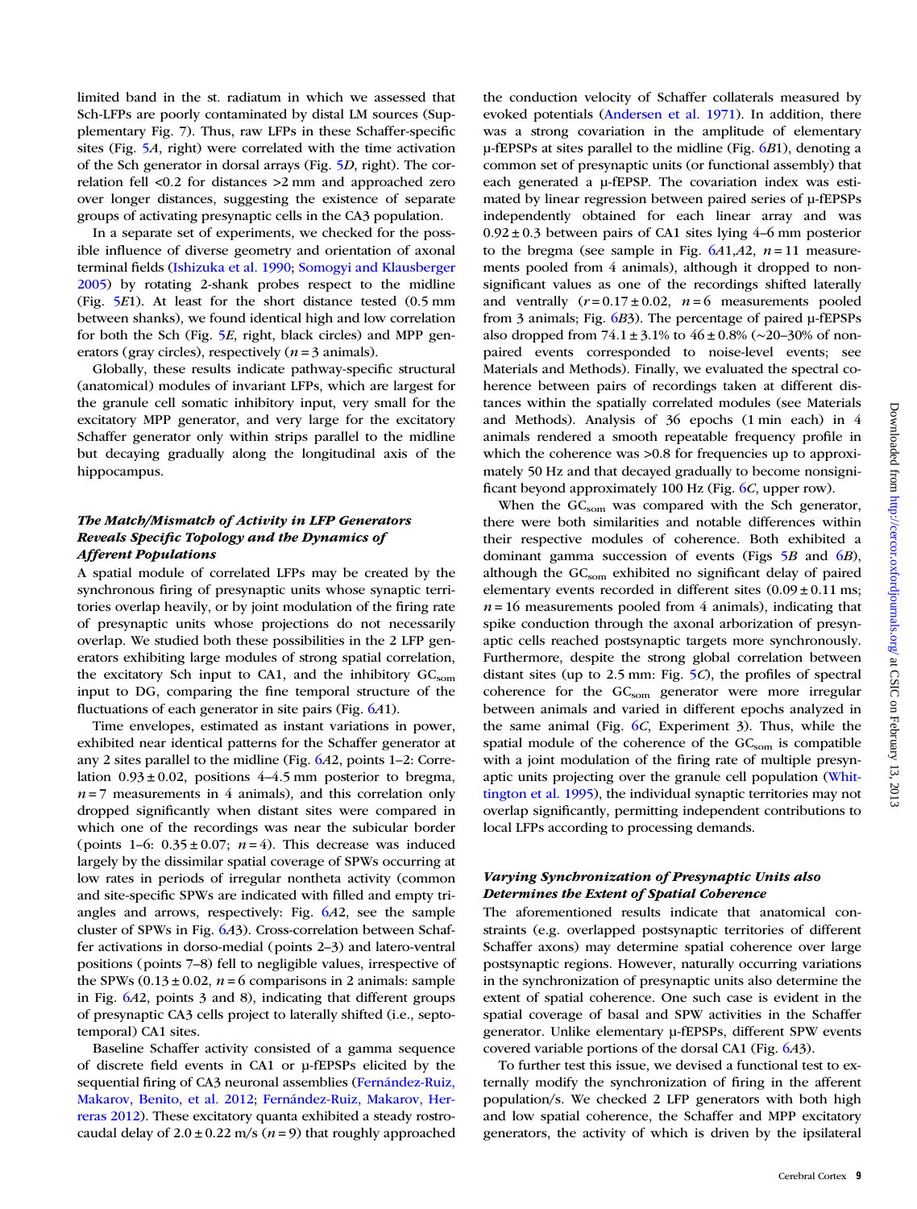limited band in the st. radiatum in which we assessed that Sch-LFPs are poorly contaminated by distal LM sources (Supplementary Fig. 7). Thus, raw LFPs in these Schaffer-specific sites (Fig. 5*A*, right) were correlated with the time activation of the Sch generator in dorsal arrays (Fig. 5*D*, right). The correlation fell <0.2 for distances >2 mm and approached zero over longer distances, suggesting the existence of separate groups of activating presynaptic cells in the CA3 population.

In a separate set of experiments, we checked for the possible influence of diverse geometry and orientation of axonal terminal fields (Ishizuka et al. 1990; Somogyi and Klausberger 2005) by rotating 2-shank probes respect to the midline (Fig. 5*E*1). At least for the short distance tested (0.5 mm between shanks), we found identical high and low correlation for both the Sch (Fig. 5*E*, right, black circles) and MPP generators (gray circles), respectively ($n = 3$ animals).

Globally, these results indicate pathway-specific structural (anatomical) modules of invariant LFPs, which are largest for the granule cell somatic inhibitory input, very small for the excitatory MPP generator, and very large for the excitatory Schaffer generator only within strips parallel to the midline but decaying gradually along the longitudinal axis of the hippocampus.

### *The Match/Mismatch of Activity in LFP Generators Reveals Specific Topology and the Dynamics of Afferent Populations*

A spatial module of correlated LFPs may be created by the synchronous firing of presynaptic units whose synaptic territories overlap heavily, or by joint modulation of the firing rate of presynaptic units whose projections do not necessarily overlap. We studied both these possibilities in the 2 LFP generators exhibiting large modules of strong spatial correlation, the excitatory Sch input to CA1, and the inhibitory $GC_{som}$ input to DG, comparing the fine temporal structure of the fluctuations of each generator in site pairs (Fig. 6*A*1).

Time envelopes, estimated as instant variations in power, exhibited near identical patterns for the Schaffer generator at any 2 sites parallel to the midline (Fig. 6*A*2, points 1–2: Correlation $0.93 \pm 0.02$, positions 4–4.5 mm posterior to bregma, $n = 7$ measurements in 4 animals), and this correlation only dropped significantly when distant sites were compared in which one of the recordings was near the subicular border (points 1–6: $0.35 \pm 0.07$; $n = 4$). This decrease was induced largely by the dissimilar spatial coverage of SPWs occurring at low rates in periods of irregular nontheta activity (common and site-specific SPWs are indicated with filled and empty triangles and arrows, respectively: Fig. 6*A*2, see the sample cluster of SPWs in Fig. 6*A*3). Cross-correlation between Schaffer activations in dorso-medial (points 2–3) and latero-ventral positions (points 7–8) fell to negligible values, irrespective of the SPWs ($0.13 \pm 0.02$, $n = 6$ comparisons in 2 animals: sample in Fig. 6*A*2, points 3 and 8), indicating that different groups of presynaptic CA3 cells project to laterally shifted (i.e., septotemporal) CA1 sites.

Baseline Schaffer activity consisted of a gamma sequence of discrete field events in CA1 or µ-fEPSPs elicited by the sequential firing of CA3 neuronal assemblies (Fernández-Ruiz, Makarov, Benito, et al. 2012; Fernández-Ruiz, Makarov, Herreras 2012). These excitatory quanta exhibited a steady rostrocaudal delay of $2.0 \pm 0.22$ m/s ($n = 9$) that roughly approached the conduction velocity of Schaffer collaterals measured by evoked potentials (Andersen et al. 1971). In addition, there was a strong covariation in the amplitude of elementary µ-fEPSPs at sites parallel to the midline (Fig. 6*B*1), denoting a common set of presynaptic units (or functional assembly) that each generated a µ-fEPSP. The covariation index was estimated by linear regression between paired series of µ-fEPSPs independently obtained for each linear array and was $0.92 \pm 0.3$ between pairs of CA1 sites lying 4–6 mm posterior to the bregma (see sample in Fig. 6*A*1,*A*2, $n = 11$ measurements pooled from 4 animals), although it dropped to nonsignificant values as one of the recordings shifted laterally and ventrally ($r = 0.17 \pm 0.02$, $n = 6$ measurements pooled from 3 animals; Fig. 6*B*3). The percentage of paired µ-fEPSPs also dropped from $74.1 \pm 3.1\%$ to $46 \pm 0.8\%$ (~20–30% of nonpaired events corresponded to noise-level events; see Materials and Methods). Finally, we evaluated the spectral coherence between pairs of recordings taken at different distances within the spatially correlated modules (see Materials and Methods). Analysis of 36 epochs (1 min each) in 4 animals rendered a smooth repeatable frequency profile in which the coherence was >0.8 for frequencies up to approximately 50 Hz and that decayed gradually to become nonsignificant beyond approximately 100 Hz (Fig. 6*C*, upper row).

When the $GC_{som}$ was compared with the Sch generator, there were both similarities and notable differences within their respective modules of coherence. Both exhibited a dominant gamma succession of events (Figs 5*B* and 6*B*), although the $GC_{som}$ exhibited no significant delay of paired elementary events recorded in different sites ($0.09 \pm 0.11$ ms; $n = 16$ measurements pooled from 4 animals), indicating that spike conduction through the axonal arborization of presynaptic cells reached postsynaptic targets more synchronously. Furthermore, despite the strong global correlation between distant sites (up to 2.5 mm: Fig. 5*C*), the profiles of spectral coherence for the $GC_{som}$ generator were more irregular between animals and varied in different epochs analyzed in the same animal (Fig. 6*C*, Experiment 3). Thus, while the spatial module of the coherence of the $GC_{som}$ is compatible with a joint modulation of the firing rate of multiple presynaptic units projecting over the granule cell population (Whittington et al. 1995), the individual synaptic territories may not overlap significantly, permitting independent contributions to local LFPs according to processing demands.

### *Varying Synchronization of Presynaptic Units also Determines the Extent of Spatial Coherence*

The aforementioned results indicate that anatomical constraints (e.g. overlapped postsynaptic territories of different Schaffer axons) may determine spatial coherence over large postsynaptic regions. However, naturally occurring variations in the synchronization of presynaptic units also determine the extent of spatial coherence. One such case is evident in the spatial coverage of basal and SPW activities in the Schaffer generator. Unlike elementary µ-fEPSPs, different SPW events covered variable portions of the dorsal CA1 (Fig. 6*A*3).

To further test this issue, we devised a functional test to externally modify the synchronization of firing in the afferent population/s. We checked 2 LFP generators with both high and low spatial coherence, the Schaffer and MPP excitatory generators, the activity of which is driven by the ipsilateral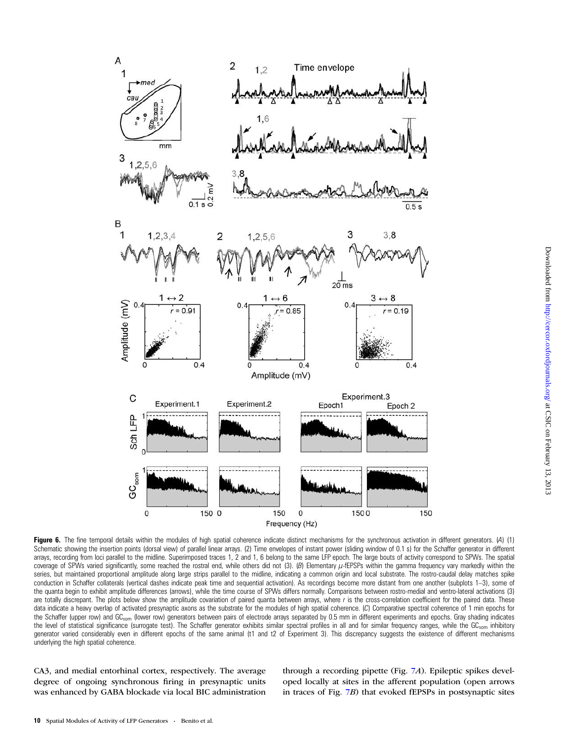**Figure 6.** The fine temporal details within the modules of high spatial coherence indicate distinct mechanisms for the synchronous activation in different generators. (*A*) (1) Schematic showing the insertion points (dorsal view) of parallel linear arrays. (2) Time envelopes of instant power (sliding window of 0.1 s) for the Schaffer generator in different arrays, recording from loci parallel to the midline. Superimposed traces 1, 2 and 1, 6 belong to the same LFP epoch. The large bouts of activity correspond to SPWs. The spatial coverage of SPWs varied significantly, some reached the rostral end, while others did not (3). (*B*) Elementary $\mu$-fEPSPs within the gamma frequency vary markedly within the series, but maintained proportional amplitude along large strips parallel to the midline, indicating a common origin and local substrate. The rostro-caudal delay matches spike conduction in Schaffer collaterals (vertical dashes indicate peak time and sequential activation). As recordings become more distant from one another (subplots 1–3), some of the quanta begin to exhibit amplitude differences (arrows), while the time course of SPWs differs normally. Comparisons between rostro-medial and ventro-lateral activations (3) are totally discrepant. The plots below show the amplitude covariation of paired quanta between arrays, where *r* is the cross-correlation coefficient for the paired data. These data indicate a heavy overlap of activated presynaptic axons as the substrate for the modules of high spatial coherence. (*C*) Comparative spectral coherence of 1 min epochs for the Schaffer (upper row) and $GC_{som}$ (lower row) generators between pairs of electrode arrays separated by 0.5 mm in different experiments and epochs. Gray shading indicates the level of statistical significance (surrogate test). The Schaffer generator exhibits similar spectral profiles in all and for similar frequency ranges, while the $GC_{som}$ inhibitory generator varied considerably even in different epochs of the same animal (t1 and t2 of Experiment 3). This discrepancy suggests the existence of different mechanisms underlying the high spatial coherence.

CA3, and medial entorhinal cortex, respectively. The average degree of ongoing synchronous firing in presynaptic units was enhanced by GABA blockade via local BIC administration through a recording pipette (Fig. 7*A*). Epileptic spikes developed locally at sites in the afferent population (open arrows in traces of Fig. 7*B*) that evoked fEPSPs in postsynaptic sites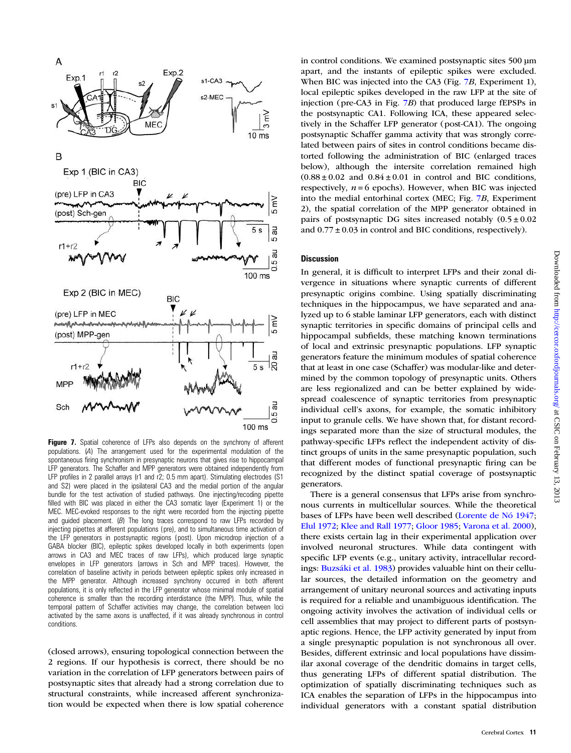A

Exp.1

r1

r2

Exp.2

s2

s1

CA1

CA3

DG

MEC

s1-CA3

s2-MEC

3 mV

10 ms

B

Exp 1 (BIC in CA3)

BIC

(pre) LFP in CA3

5 mV

(post) Sch-gen

5 s

5 au

r1+r2

0.5 au

100 ms

Exp 2 (BIC in MEC)

BIC

(pre) LFP in MEC

5 mV

(post) MPP-gen

5 s

20 au

r1+r2

MPP

Sch

0.5 au

100 ms

**Figure 7.** Spatial coherence of LFPs also depends on the synchrony of afferent populations. (*A*) The arrangement used for the experimental modulation of the spontaneous firing synchronism in presynaptic neurons that gives rise to hippocampal LFP generators. The Schaffer and MPP generators were obtained independently from LFP profiles in 2 parallel arrays (r1 and r2; 0.5 mm apart). Stimulating electrodes (S1 and S2) were placed in the ipsilateral CA3 and the medial portion of the angular bundle for the test activation of studied pathways. One injecting/recoding pipette filled with BIC was placed in either the CA3 somatic layer (Experiment 1) or the MEC. MEC-evoked responses to the right were recorded from the injecting pipette and guided placement. (*B*) The long traces correspond to raw LFPs recorded by injecting pipettes at afferent populations (pre), and to simultaneous time activation of the LFP generators in postsynaptic regions (post). Upon microdrop injection of a GABA blocker (BIC), epileptic spikes developed locally in both experiments (open arrows in CA3 and MEC traces of raw LFPs), which produced large synaptic envelopes in LFP generators (arrows in Sch and MPP traces). However, the correlation of baseline activity in periods between epileptic spikes only increased in the MPP generator. Although increased synchrony occurred in both afferent populations, it is only reflected in the LFP generator whose minimal module of spatial coherence is smaller than the recording interdistance (the MPP). Thus, while the temporal pattern of Schaffer activities may change, the correlation between loci activated by the same axons is unaffected, if it was already synchronous in control conditions.

(closed arrows), ensuring topological connection between the 2 regions. If our hypothesis is correct, there should be no variation in the correlation of LFP generators between pairs of postsynaptic sites that already had a strong correlation due to structural constraints, while increased afferent synchronization would be expected when there is low spatial coherence in control conditions. We examined postsynaptic sites 500 μm apart, and the instants of epileptic spikes were excluded. When BIC was injected into the CA3 (Fig. 7*B*, Experiment 1), local epileptic spikes developed in the raw LFP at the site of injection (pre-CA3 in Fig. 7*B*) that produced large fEPSPs in the postsynaptic CA1. Following ICA, these appeared selectively in the Schaffer LFP generator (post-CA1). The ongoing postsynaptic Schaffer gamma activity that was strongly correlated between pairs of sites in control conditions became distorted following the administration of BIC (enlarged traces below), although the intersite correlation remained high ($0.88 \pm 0.02$ and $0.84 \pm 0.01$ in control and BIC conditions, respectively, $n = 6$ epochs). However, when BIC was injected into the medial entorhinal cortex (MEC; Fig. 7*B*, Experiment 2), the spatial correlation of the MPP generator obtained in pairs of postsynaptic DG sites increased notably ($0.5 \pm 0.02$ and $0.77 \pm 0.03$ in control and BIC conditions, respectively).

## Discussion

In general, it is difficult to interpret LFPs and their zonal divergence in situations where synaptic currents of different presynaptic origins combine. Using spatially discriminating techniques in the hippocampus, we have separated and analyzed up to 6 stable laminar LFP generators, each with distinct synaptic territories in specific domains of principal cells and hippocampal subfields, these matching known terminations of local and extrinsic presynaptic populations. LFP synaptic generators feature the minimum modules of spatial coherence that at least in one case (Schaffer) was modular-like and determined by the common topology of presynaptic units. Others are less regionalized and can be better explained by widespread coalescence of synaptic territories from presynaptic individual cell's axons, for example, the somatic inhibitory input to granule cells. We have shown that, for distant recordings separated more than the size of structural modules, the pathway-specific LFPs reflect the independent activity of distinct groups of units in the same presynaptic population, such that different modes of functional presynaptic firing can be recognized by the distinct spatial coverage of postsynaptic generators.

There is a general consensus that LFPs arise from synchronous currents in multicellular sources. While the theoretical bases of LFPs have been well described (Lorente de Nó 1947; Elul 1972; Klee and Rall 1977; Gloor 1985; Varona et al. 2000), there exists certain lag in their experimental application over involved neuronal structures. While data contingent with specific LFP events (e.g., unitary activity, intracellular recordings: Buzsáki et al. 1983) provides valuable hint on their cellular sources, the detailed information on the geometry and arrangement of unitary neuronal sources and activating inputs is required for a reliable and unambiguous identification. The ongoing activity involves the activation of individual cells or cell assemblies that may project to different parts of postsynaptic regions. Hence, the LFP activity generated by input from a single presynaptic population is not synchronous all over. Besides, different extrinsic and local populations have dissimilar axonal coverage of the dendritic domains in target cells, thus generating LFPs of different spatial distribution. The optimization of spatially discriminating techniques such as ICA enables the separation of LFPs in the hippocampus into individual generators with a constant spatial distribution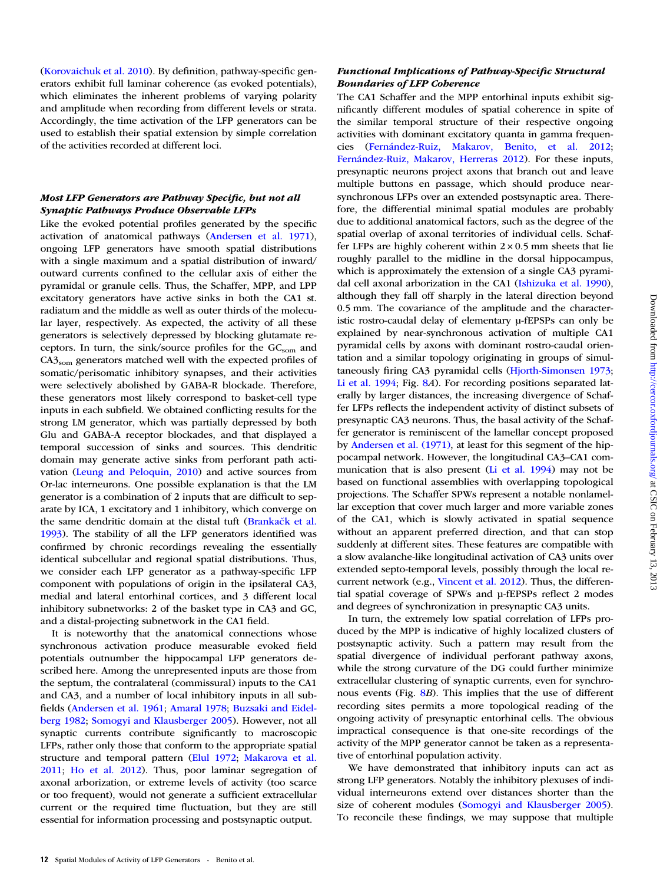(Korovaichuk et al. 2010). By definition, pathway-specific generators exhibit full laminar coherence (as evoked potentials), which eliminates the inherent problems of varying polarity and amplitude when recording from different levels or strata. Accordingly, the time activation of the LFP generators can be used to establish their spatial extension by simple correlation of the activities recorded at different loci.

### *Most LFP Generators are Pathway Specific, but not all Synaptic Pathways Produce Observable LFPs*

Like the evoked potential profiles generated by the specific activation of anatomical pathways (Andersen et al. 1971), ongoing LFP generators have smooth spatial distributions with a single maximum and a spatial distribution of inward/outward currents confined to the cellular axis of either the pyramidal or granule cells. Thus, the Schaffer, MPP, and LPP excitatory generators have active sinks in both the CA1 st. radiatum and the middle as well as outer thirds of the molecular layer, respectively. As expected, the activity of all these generators is selectively depressed by blocking glutamate receptors. In turn, the sink/source profiles for the $GC_{som}$ and $CA3_{som}$ generators matched well with the expected profiles of somatic/perisomatic inhibitory synapses, and their activities were selectively abolished by GABA-R blockade. Therefore, these generators most likely correspond to basket-cell type inputs in each subfield. We obtained conflicting results for the strong LM generator, which was partially depressed by both Glu and GABA-A receptor blockades, and that displayed a temporal succession of sinks and sources. This dendritic domain may generate active sinks from perforant path activation (Leung and Peloquin, 2010) and active sources from Or-lac interneurons. One possible explanation is that the LM generator is a combination of 2 inputs that are difficult to separate by ICA, 1 excitatory and 1 inhibitory, which converge on the same dendritic domain at the distal tuft (Brankačk et al. 1993). The stability of all the LFP generators identified was confirmed by chronic recordings revealing the essentially identical subcellular and regional spatial distributions. Thus, we consider each LFP generator as a pathway-specific LFP component with populations of origin in the ipsilateral CA3, medial and lateral entorhinal cortices, and 3 different local inhibitory subnetworks: 2 of the basket type in CA3 and GC, and a distal-projecting subnetwork in the CA1 field.

It is noteworthy that the anatomical connections whose synchronous activation produce measurable evoked field potentials outnumber the hippocampal LFP generators described here. Among the unrepresented inputs are those from the septum, the contralateral (commissural) inputs to the CA1 and CA3, and a number of local inhibitory inputs in all subfields (Andersen et al. 1961; Amaral 1978; Buzsaki and Eidelberg 1982; Somogyi and Klausberger 2005). However, not all synaptic currents contribute significantly to macroscopic LFPs, rather only those that conform to the appropriate spatial structure and temporal pattern (Elul 1972; Makarova et al. 2011; Ho et al. 2012). Thus, poor laminar segregation of axonal arborization, or extreme levels of activity (too scarce or too frequent), would not generate a sufficient extracellular current or the required time fluctuation, but they are still essential for information processing and postsynaptic output.

### *Functional Implications of Pathway-Specific Structural Boundaries of LFP Coherence*

The CA1 Schaffer and the MPP entorhinal inputs exhibit significantly different modules of spatial coherence in spite of the similar temporal structure of their respective ongoing activities with dominant excitatory quanta in gamma frequencies (Fernández-Ruiz, Makarov, Benito, et al. 2012; Fernández-Ruiz, Makarov, Herreras 2012). For these inputs, presynaptic neurons project axons that branch out and leave multiple buttons en passage, which should produce near-synchronous LFPs over an extended postsynaptic area. Therefore, the differential minimal spatial modules are probably due to additional anatomical factors, such as the degree of the spatial overlap of axonal territories of individual cells. Schaffer LFPs are highly coherent within 2 × 0.5 mm sheets that lie roughly parallel to the midline in the dorsal hippocampus, which is approximately the extension of a single CA3 pyramidal cell axonal arborization in the CA1 (Ishizuka et al. 1990), although they fall off sharply in the lateral direction beyond 0.5 mm. The covariance of the amplitude and the characteristic rostro-caudal delay of elementary µ-fEPSPs can only be explained by near-synchronous activation of multiple CA1 pyramidal cells by axons with dominant rostro-caudal orientation and a similar topology originating in groups of simultaneously firing CA3 pyramidal cells (Hjorth-Simonsen 1973; Li et al. 1994; Fig. 8*A*). For recording positions separated laterally by larger distances, the increasing divergence of Schaffer LFPs reflects the independent activity of distinct subsets of presynaptic CA3 neurons. Thus, the basal activity of the Schaffer generator is reminiscent of the lamellar concept proposed by Andersen et al. (1971), at least for this segment of the hippocampal network. However, the longitudinal CA3–CA1 communication that is also present (Li et al. 1994) may not be based on functional assemblies with overlapping topological projections. The Schaffer SPWs represent a notable nonlamellar exception that cover much larger and more variable zones of the CA1, which is slowly activated in spatial sequence without an apparent preferred direction, and that can stop suddenly at different sites. These features are compatible with a slow avalanche-like longitudinal activation of CA3 units over extended septo-temporal levels, possibly through the local recurrent network (e.g., Vincent et al. 2012). Thus, the differential spatial coverage of SPWs and µ-fEPSPs reflect 2 modes and degrees of synchronization in presynaptic CA3 units.

In turn, the extremely low spatial correlation of LFPs produced by the MPP is indicative of highly localized clusters of postsynaptic activity. Such a pattern may result from the spatial divergence of individual perforant pathway axons, while the strong curvature of the DG could further minimize extracellular clustering of synaptic currents, even for synchronous events (Fig. 8*B*). This implies that the use of different recording sites permits a more topological reading of the ongoing activity of presynaptic entorhinal cells. The obvious impractical consequence is that one-site recordings of the activity of the MPP generator cannot be taken as a representative of entorhinal population activity.

We have demonstrated that inhibitory inputs can act as strong LFP generators. Notably the inhibitory plexuses of individual interneurons extend over distances shorter than the size of coherent modules (Somogyi and Klausberger 2005). To reconcile these findings, we may suppose that multiple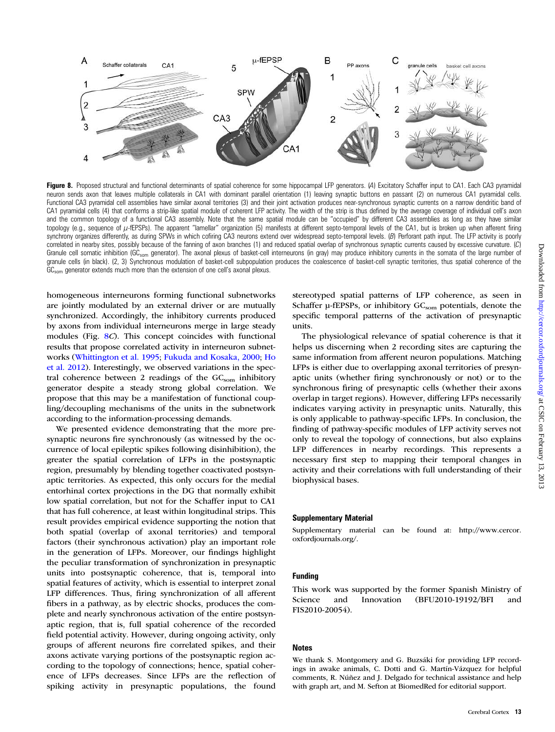A
Schaffer collaterals
CA1
1
2
3
4
5
μ-fEPSP
SPW
CA3
CA1
B
PP axons
1
2
C
granule cells
basket cell axons
1
2
3

**Figure 8.** Proposed structural and functional determinants of spatial coherence for some hippocampal LFP generators. (*A*) Excitatory Schaffer input to CA1. Each CA3 pyramidal neuron sends axon that leaves multiple collaterals in CA1 with dominant parallel orientation (1) leaving synaptic buttons en passant (2) on numerous CA1 pyramidal cells. Functional CA3 pyramidal cell assemblies have similar axonal territories (3) and their joint activation produces near-synchronous synaptic currents on a narrow dendritic band of CA1 pyramidal cells (4) that conforms a strip-like spatial module of coherent LFP activity. The width of the strip is thus defined by the average coverage of individual cell's axon and the common topology of a functional CA3 assembly. Note that the same spatial module can be "occupied" by different CA3 assemblies as long as they have similar topology (e.g., sequence of $\mu$-fEPSPs). The apparent "lamellar" organization (5) manifests at different septo-temporal levels of the CA1, but is broken up when afferent firing synchrony organizes differently, as during SPWs in which cofiring CA3 neurons extend over widespread septo-temporal levels. (*B*) Perforant path input. The LFP activity is poorly correlated in nearby sites, possibly because of the fanning of axon branches (1) and reduced spatial overlap of synchronous synaptic currents caused by excessive curvature. (*C*) Granule cell somatic inhibition ($GC_{som}$ generator). The axonal plexus of basket-cell interneurons (in gray) may produce inhibitory currents in the somata of the large number of granule cells (in black). (2, 3) Synchronous modulation of basket-cell subpopulation produces the coalescence of basket-cell synaptic territories, thus spatial coherence of the $GC_{som}$ generator extends much more than the extension of one cell's axonal plexus.

homogeneous interneurons forming functional subnetworks are jointly modulated by an external driver or are mutually synchronized. Accordingly, the inhibitory currents produced by axons from individual interneurons merge in large steady modules (Fig. 8*C*). This concept coincides with functional results that propose correlated activity in interneuron subnetworks (Whittington et al. 1995; Fukuda and Kosaka, 2000; Ho et al. 2012). Interestingly, we observed variations in the spectral coherence between 2 readings of the $GC_{som}$ inhibitory generator despite a steady strong global correlation. We propose that this may be a manifestation of functional coupling/decoupling mechanisms of the units in the subnetwork according to the information-processing demands.

We presented evidence demonstrating that the more presynaptic neurons fire synchronously (as witnessed by the occurrence of local epileptic spikes following disinhibition), the greater the spatial correlation of LFPs in the postsynaptic region, presumably by blending together coactivated postsynaptic territories. As expected, this only occurs for the medial entorhinal cortex projections in the DG that normally exhibit low spatial correlation, but not for the Schaffer input to CA1 that has full coherence, at least within longitudinal strips. This result provides empirical evidence supporting the notion that both spatial (overlap of axonal territories) and temporal factors (their synchronous activation) play an important role in the generation of LFPs. Moreover, our findings highlight the peculiar transformation of synchronization in presynaptic units into postsynaptic coherence, that is, temporal into spatial features of activity, which is essential to interpret zonal LFP differences. Thus, firing synchronization of all afferent fibers in a pathway, as by electric shocks, produces the complete and nearly synchronous activation of the entire postsynaptic region, that is, full spatial coherence of the recorded field potential activity. However, during ongoing activity, only groups of afferent neurons fire correlated spikes, and their axons activate varying portions of the postsynaptic region according to the topology of connections; hence, spatial coherence of LFPs decreases. Since LFPs are the reflection of spiking activity in presynaptic populations, the found stereotyped spatial patterns of LFP coherence, as seen in Schaffer μ-fEPSPs, or inhibitory $GC_{som}$ potentials, denote the specific temporal patterns of the activation of presynaptic units.

The physiological relevance of spatial coherence is that it helps us discerning when 2 recording sites are capturing the same information from afferent neuron populations. Matching LFPs is either due to overlapping axonal territories of presynaptic units (whether firing synchronously or not) or to the synchronous firing of presynaptic cells (whether their axons overlap in target regions). However, differing LFPs necessarily indicates varying activity in presynaptic units. Naturally, this is only applicable to pathway-specific LFPs. In conclusion, the finding of pathway-specific modules of LFP activity serves not only to reveal the topology of connections, but also explains LFP differences in nearby recordings. This represents a necessary first step to mapping their temporal changes in activity and their correlations with full understanding of their biophysical bases.

## Supplementary Material

Supplementary material can be found at: http://www.cercor.oxfordjournals.org/.

## Funding

This work was supported by the former Spanish Ministry of Science and Innovation (BFU2010-19192/BFI and FIS2010-20054).

## Notes

We thank S. Montgomery and G. Buzsáki for providing LFP recordings in awake animals, C. Dotti and G. Martín-Vázquez for helpful comments, R. Núñez and J. Delgado for technical assistance and help with graph art, and M. Sefton at BiomedRed for editorial support.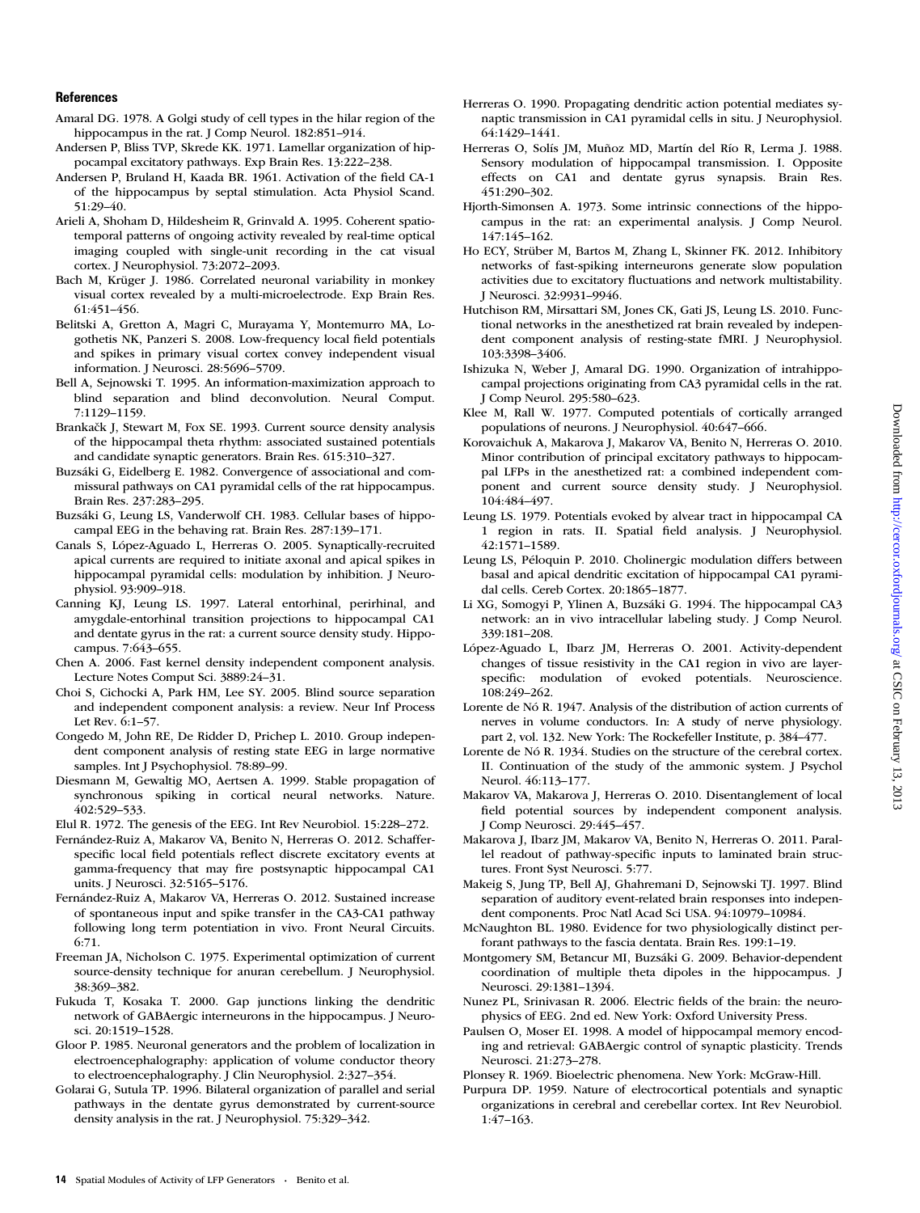### References

Amaral DG. 1978. A Golgi study of cell types in the hilar region of the hippocampus in the rat. J Comp Neurol. 182:851–914.

Andersen P, Bliss TVP, Skrede KK. 1971. Lamellar organization of hippocampal excitatory pathways. Exp Brain Res. 13:222–238.

Andersen P, Bruland H, Kaada BR. 1961. Activation of the field CA-1 of the hippocampus by septal stimulation. Acta Physiol Scand. 51:29–40.

Arieli A, Shoham D, Hildesheim R, Grinvald A. 1995. Coherent spatiotemporal patterns of ongoing activity revealed by real-time optical imaging coupled with single-unit recording in the cat visual cortex. J Neurophysiol. 73:2072–2093.

Bach M, Krüger J. 1986. Correlated neuronal variability in monkey visual cortex revealed by a multi-microelectrode. Exp Brain Res. 61:451–456.

Belitski A, Gretton A, Magri C, Murayama Y, Montemurro MA, Logothetis NK, Panzeri S. 2008. Low-frequency local field potentials and spikes in primary visual cortex convey independent visual information. J Neurosci. 28:5696–5709.

Bell A, Sejnowski T. 1995. An information-maximization approach to blind separation and blind deconvolution. Neural Comput. 7:1129–1159.

Brankačk J, Stewart M, Fox SE. 1993. Current source density analysis of the hippocampal theta rhythm: associated sustained potentials and candidate synaptic generators. Brain Res. 615:310–327.

Buzsáki G, Eidelberg E. 1982. Convergence of associational and commissural pathways on CA1 pyramidal cells of the rat hippocampus. Brain Res. 237:283–295.

Buzsáki G, Leung LS, Vanderwolf CH. 1983. Cellular bases of hippocampal EEG in the behaving rat. Brain Res. 287:139–171.

Canals S, López-Aguado L, Herreras O. 2005. Synaptically-recruited apical currents are required to initiate axonal and apical spikes in hippocampal pyramidal cells: modulation by inhibition. J Neurophysiol. 93:909–918.

Canning KJ, Leung LS. 1997. Lateral entorhinal, perirhinal, and amygdale-entorhinal transition projections to hippocampal CA1 and dentate gyrus in the rat: a current source density study. Hippocampus. 7:643–655.

Chen A. 2006. Fast kernel density independent component analysis. Lecture Notes Comput Sci. 3889:24–31.

Choi S, Cichocki A, Park HM, Lee SY. 2005. Blind source separation and independent component analysis: a review. Neur Inf Process Let Rev. 6:1–57.

Congedo M, John RE, De Ridder D, Prichep L. 2010. Group independent component analysis of resting state EEG in large normative samples. Int J Psychophysiol. 78:89–99.

Diesmann M, Gewaltig MO, Aertsen A. 1999. Stable propagation of synchronous spiking in cortical neural networks. Nature. 402:529–533.

Elul R. 1972. The genesis of the EEG. Int Rev Neurobiol. 15:228–272.

Fernández-Ruiz A, Makarov VA, Benito N, Herreras O. 2012. Schaffer-specific local field potentials reflect discrete excitatory events at gamma-frequency that may fire postsynaptic hippocampal CA1 units. J Neurosci. 32:5165–5176.

Fernández-Ruiz A, Makarov VA, Herreras O. 2012. Sustained increase of spontaneous input and spike transfer in the CA3-CA1 pathway following long term potentiation in vivo. Front Neural Circuits. 6:71.

Freeman JA, Nicholson C. 1975. Experimental optimization of current source-density technique for anuran cerebellum. J Neurophysiol. 38:369–382.

Fukuda T, Kosaka T. 2000. Gap junctions linking the dendritic network of GABAergic interneurons in the hippocampus. J Neurosci. 20:1519–1528.

Gloor P. 1985. Neuronal generators and the problem of localization in electroencephalography: application of volume conductor theory to electroencephalography. J Clin Neurophysiol. 2:327–354.

Golarai G, Sutula TP. 1996. Bilateral organization of parallel and serial pathways in the dentate gyrus demonstrated by current-source density analysis in the rat. J Neurophysiol. 75:329–342.

Herreras O. 1990. Propagating dendritic action potential mediates synaptic transmission in CA1 pyramidal cells in situ. J Neurophysiol. 64:1429–1441.

Herreras O, Solís JM, Muñoz MD, Martín del Río R, Lerma J. 1988. Sensory modulation of hippocampal transmission. I. Opposite effects on CA1 and dentate gyrus synapsis. Brain Res. 451:290–302.

Hjorth-Simonsen A. 1973. Some intrinsic connections of the hippocampus in the rat: an experimental analysis. J Comp Neurol. 147:145–162.

Ho ECY, Strüber M, Bartos M, Zhang L, Skinner FK. 2012. Inhibitory networks of fast-spiking interneurons generate slow population activities due to excitatory fluctuations and network multistability. J Neurosci. 32:9931–9946.

Hutchison RM, Mirsattari SM, Jones CK, Gati JS, Leung LS. 2010. Functional networks in the anesthetized rat brain revealed by independent component analysis of resting-state fMRI. J Neurophysiol. 103:3398–3406.

Ishizuka N, Weber J, Amaral DG. 1990. Organization of intrahippocampal projections originating from CA3 pyramidal cells in the rat. J Comp Neurol. 295:580–623.

Klee M, Rall W. 1977. Computed potentials of cortically arranged populations of neurons. J Neurophysiol. 40:647–666.

Korovaichuk A, Makarova J, Makarov VA, Benito N, Herreras O. 2010. Minor contribution of principal excitatory pathways to hippocampal LFPs in the anesthetized rat: a combined independent component and current source density study. J Neurophysiol. 104:484–497.

Leung LS. 1979. Potentials evoked by alvear tract in hippocampal CA 1 region in rats. II. Spatial field analysis. J Neurophysiol. 42:1571–1589.

Leung LS, Péloquin P. 2010. Cholinergic modulation differs between basal and apical dendritic excitation of hippocampal CA1 pyramidal cells. Cereb Cortex. 20:1865–1877.

Li XG, Somogyi P, Ylinen A, Buzsáki G. 1994. The hippocampal CA3 network: an in vivo intracellular labeling study. J Comp Neurol. 339:181–208.

López-Aguado L, Ibarz JM, Herreras O. 2001. Activity-dependent changes of tissue resistivity in the CA1 region in vivo are layer-specific: modulation of evoked potentials. Neuroscience. 108:249–262.

Lorente de Nó R. 1947. Analysis of the distribution of action currents of nerves in volume conductors. In: A study of nerve physiology. part 2, vol. 132. New York: The Rockefeller Institute, p. 384–477.

Lorente de Nó R. 1934. Studies on the structure of the cerebral cortex. II. Continuation of the study of the ammonic system. J Psychol Neurol. 46:113–177.

Makarov VA, Makarova J, Herreras O. 2010. Disentanglement of local field potential sources by independent component analysis. J Comp Neurosci. 29:445–457.

Makarova J, Ibarz JM, Makarov VA, Benito N, Herreras O. 2011. Parallel readout of pathway-specific inputs to laminated brain structures. Front Syst Neurosci. 5:77.

Makeig S, Jung TP, Bell AJ, Ghahremani D, Sejnowski TJ. 1997. Blind separation of auditory event-related brain responses into independent components. Proc Natl Acad Sci USA. 94:10979–10984.

McNaughton BL. 1980. Evidence for two physiologically distinct perforant pathways to the fascia dentata. Brain Res. 199:1–19.

Montgomery SM, Betancur MI, Buzsáki G. 2009. Behavior-dependent coordination of multiple theta dipoles in the hippocampus. J Neurosci. 29:1381–1394.

Nunez PL, Srinivasan R. 2006. Electric fields of the brain: the neurophysics of EEG. 2nd ed. New York: Oxford University Press.

Paulsen O, Moser EI. 1998. A model of hippocampal memory encoding and retrieval: GABAergic control of synaptic plasticity. Trends Neurosci. 21:273–278.

Plonsey R. 1969. Bioelectric phenomena. New York: McGraw-Hill.

Purpura DP. 1959. Nature of electrocortical potentials and synaptic organizations in cerebral and cerebellar cortex. Int Rev Neurobiol. 1:47–163.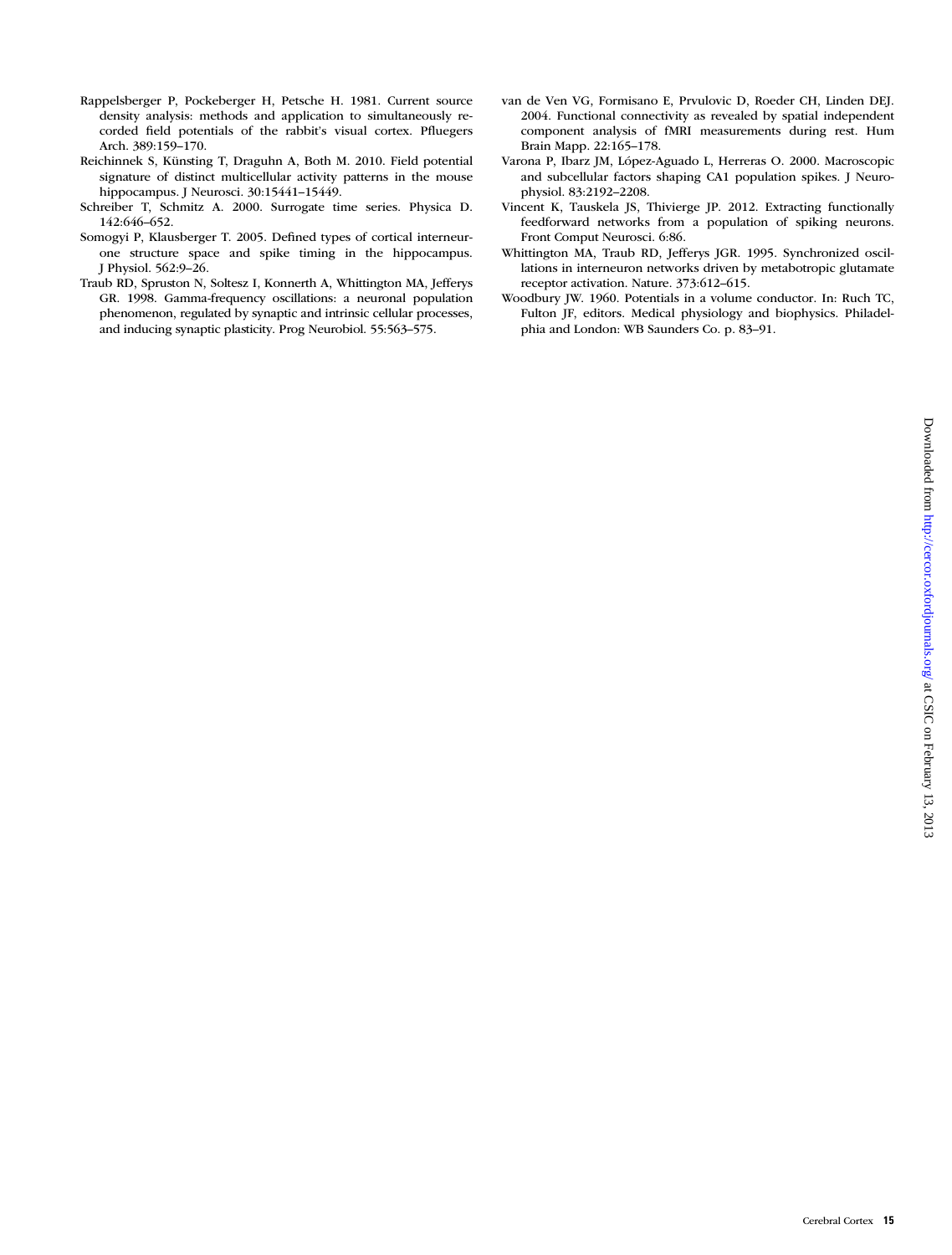Rappelsberger P, Pockeberger H, Petsche H. 1981. Current source density analysis: methods and application to simultaneously recorded field potentials of the rabbit's visual cortex. Pfluegers Arch. 389:159–170.

Reichinnek S, Künsting T, Draguhn A, Both M. 2010. Field potential signature of distinct multicellular activity patterns in the mouse hippocampus. J Neurosci. 30:15441–15449.

Schreiber T, Schmitz A. 2000. Surrogate time series. Physica D. 142:646–652.

Somogyi P, Klausberger T. 2005. Defined types of cortical interneurone structure space and spike timing in the hippocampus. J Physiol. 562:9–26.

Traub RD, Spruston N, Soltesz I, Konnerth A, Whittington MA, Jefferys GR. 1998. Gamma-frequency oscillations: a neuronal population phenomenon, regulated by synaptic and intrinsic cellular processes, and inducing synaptic plasticity. Prog Neurobiol. 55:563–575.

van de Ven VG, Formisano E, Prvulovic D, Roeder CH, Linden DEJ. 2004. Functional connectivity as revealed by spatial independent component analysis of fMRI measurements during rest. Hum Brain Mapp. 22:165–178.

Varona P, Ibarz JM, López-Aguado L, Herreras O. 2000. Macroscopic and subcellular factors shaping CA1 population spikes. J Neurophysiol. 83:2192–2208.

Vincent K, Tauskela JS, Thivierge JP. 2012. Extracting functionally feedforward networks from a population of spiking neurons. Front Comput Neurosci. 6:86.

Whittington MA, Traub RD, Jefferys JGR. 1995. Synchronized oscillations in interneuron networks driven by metabotropic glutamate receptor activation. Nature. 373:612–615.

Woodbury JW. 1960. Potentials in a volume conductor. In: Ruch TC, Fulton JF, editors. Medical physiology and biophysics. Philadelphia and London: WB Saunders Co. p. 83–91.